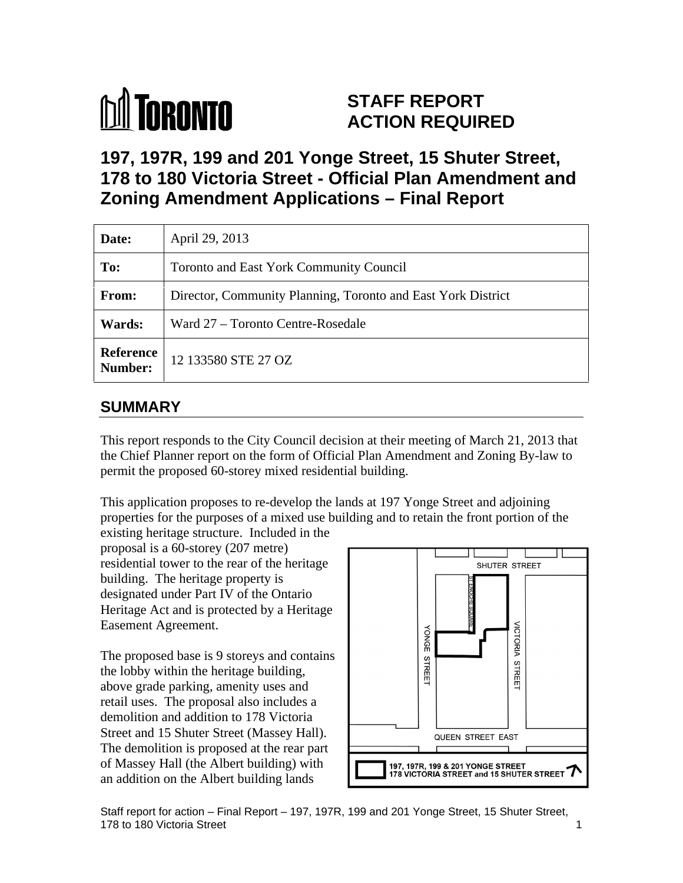STAFF REPORT ACTION REQUIRED

# 197, 197R, 199 and 201 Yonge Street, 15 Shuter Street, 178 to 180 Victoria Street - Official Plan Amendment and Zoning Amendment Applications – Final Report

| **Date:** | April 29, 2013 |
|---|---|
| **To:** | Toronto and East York Community Council |
| **From:** | Director, Community Planning, Toronto and East York District |
| **Wards:** | Ward 27 – Toronto Centre-Rosedale |
| **Reference Number:** | 12 133580 STE 27 OZ |

## SUMMARY

This report responds to the City Council decision at their meeting of March 21, 2013 that the Chief Planner report on the form of Official Plan Amendment and Zoning By-law to permit the proposed 60-storey mixed residential building.

This application proposes to re-develop the lands at 197 Yonge Street and adjoining properties for the purposes of a mixed use building and to retain the front portion of the existing heritage structure. Included in the proposal is a 60-storey (207 metre) residential tower to the rear of the heritage building. The heritage property is designated under Part IV of the Ontario Heritage Act and is protected by a Heritage Easement Agreement.

The proposed base is 9 storeys and contains the lobby within the heritage building, above grade parking, amenity uses and retail uses. The proposal also includes a demolition and addition to 178 Victoria Street and 15 Shuter Street (Massey Hall). The demolition is proposed at the rear part of Massey Hall (the Albert building) with an addition on the Albert building lands

SHUTER STREET

ST. ENOCH'S SQUARE

YONGE STREET

VICTORIA STREET

QUEEN STREET EAST

197, 197R, 199 & 201 YONGE STREET 178 VICTORIA STREET and 15 SHUTER STREET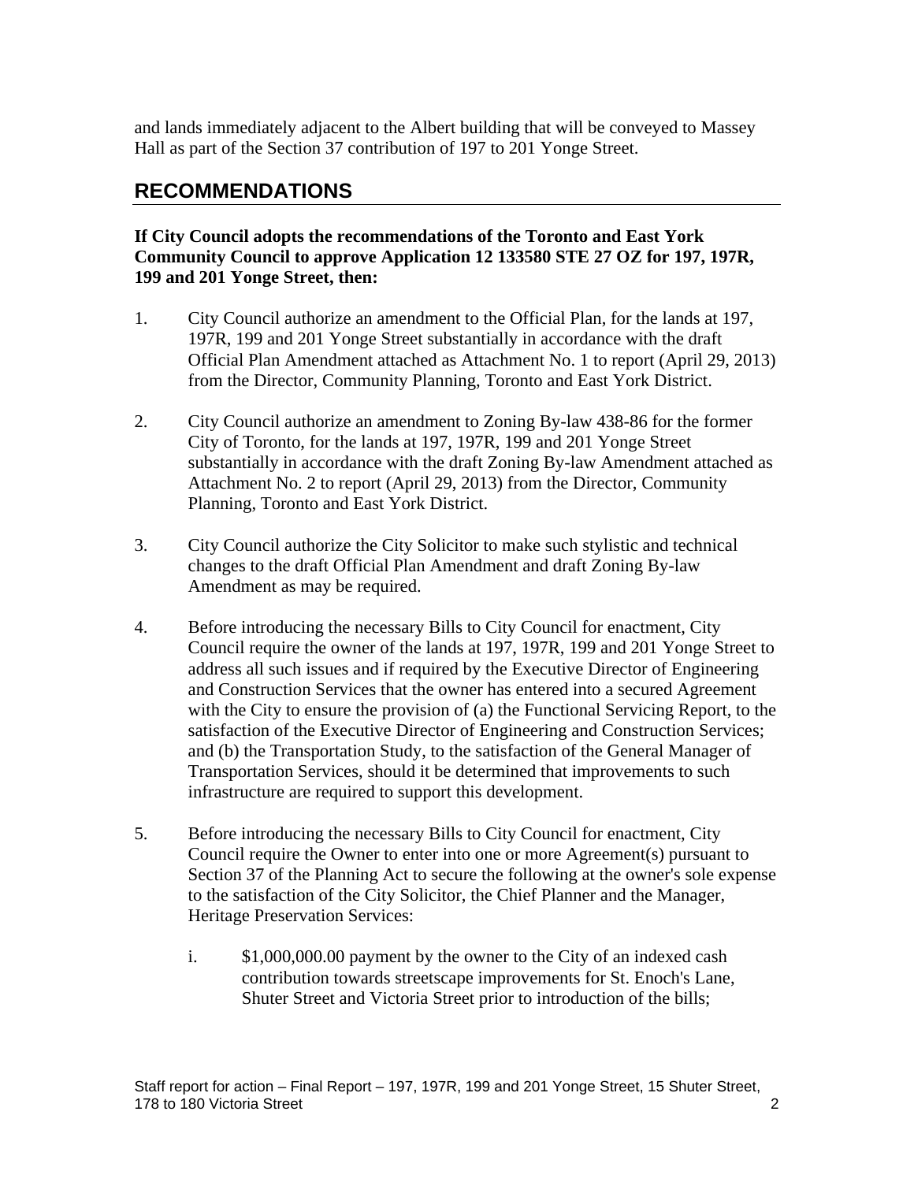and lands immediately adjacent to the Albert building that will be conveyed to Massey Hall as part of the Section 37 contribution of 197 to 201 Yonge Street.

## RECOMMENDATIONS

**If City Council adopts the recommendations of the Toronto and East York Community Council to approve Application 12 133580 STE 27 OZ for 197, 197R, 199 and 201 Yonge Street, then:**

1. City Council authorize an amendment to the Official Plan, for the lands at 197, 197R, 199 and 201 Yonge Street substantially in accordance with the draft Official Plan Amendment attached as Attachment No. 1 to report (April 29, 2013) from the Director, Community Planning, Toronto and East York District.

2. City Council authorize an amendment to Zoning By-law 438-86 for the former City of Toronto, for the lands at 197, 197R, 199 and 201 Yonge Street substantially in accordance with the draft Zoning By-law Amendment attached as Attachment No. 2 to report (April 29, 2013) from the Director, Community Planning, Toronto and East York District.

3. City Council authorize the City Solicitor to make such stylistic and technical changes to the draft Official Plan Amendment and draft Zoning By-law Amendment as may be required.

4. Before introducing the necessary Bills to City Council for enactment, City Council require the owner of the lands at 197, 197R, 199 and 201 Yonge Street to address all such issues and if required by the Executive Director of Engineering and Construction Services that the owner has entered into a secured Agreement with the City to ensure the provision of (a) the Functional Servicing Report, to the satisfaction of the Executive Director of Engineering and Construction Services; and (b) the Transportation Study, to the satisfaction of the General Manager of Transportation Services, should it be determined that improvements to such infrastructure are required to support this development.

5. Before introducing the necessary Bills to City Council for enactment, City Council require the Owner to enter into one or more Agreement(s) pursuant to Section 37 of the Planning Act to secure the following at the owner's sole expense to the satisfaction of the City Solicitor, the Chief Planner and the Manager, Heritage Preservation Services:

   i. $1,000,000.00 payment by the owner to the City of an indexed cash contribution towards streetscape improvements for St. Enoch's Lane, Shuter Street and Victoria Street prior to introduction of the bills;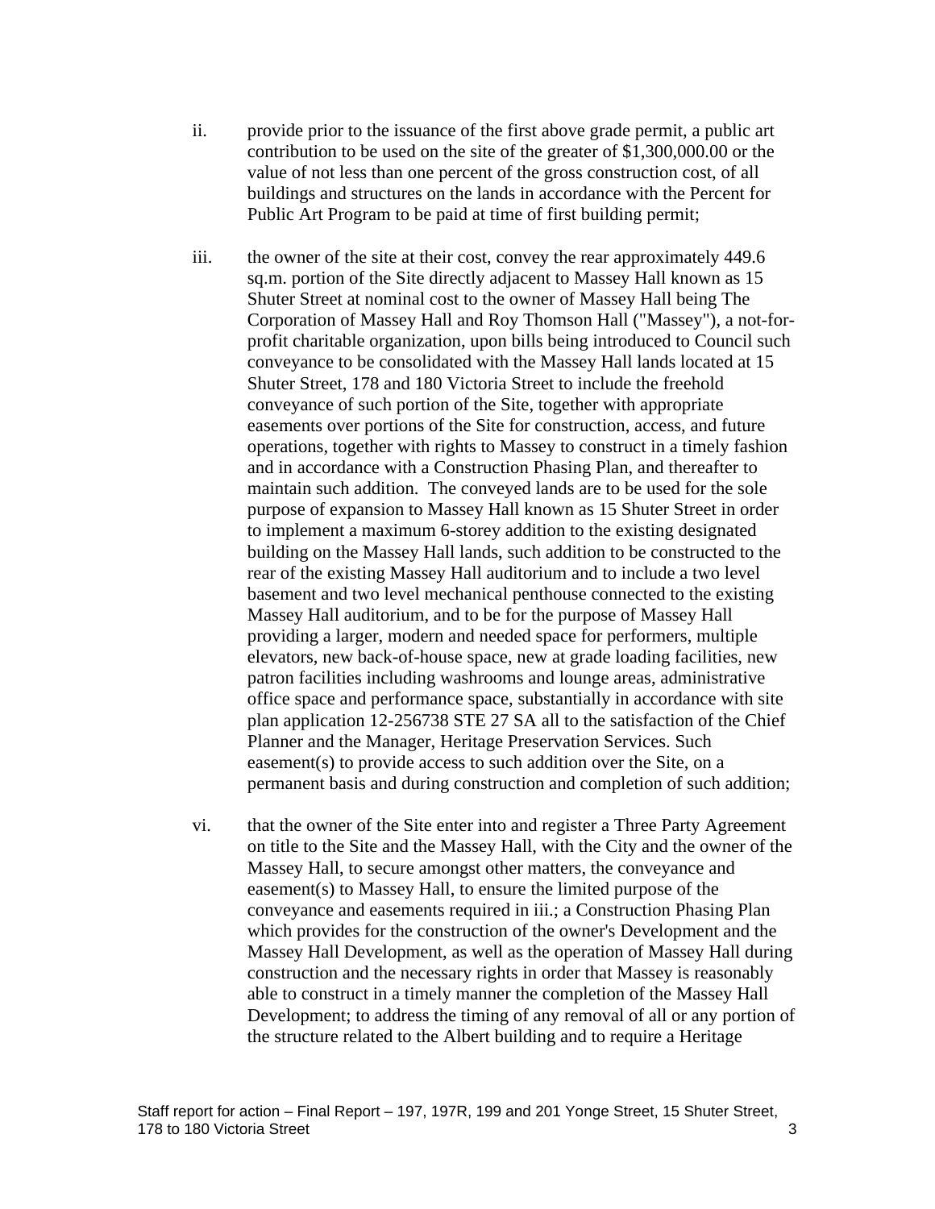ii. provide prior to the issuance of the first above grade permit, a public art contribution to be used on the site of the greater of $1,300,000.00 or the value of not less than one percent of the gross construction cost, of all buildings and structures on the lands in accordance with the Percent for Public Art Program to be paid at time of first building permit;

iii. the owner of the site at their cost, convey the rear approximately 449.6 sq.m. portion of the Site directly adjacent to Massey Hall known as 15 Shuter Street at nominal cost to the owner of Massey Hall being The Corporation of Massey Hall and Roy Thomson Hall ("Massey"), a not-for-profit charitable organization, upon bills being introduced to Council such conveyance to be consolidated with the Massey Hall lands located at 15 Shuter Street, 178 and 180 Victoria Street to include the freehold conveyance of such portion of the Site, together with appropriate easements over portions of the Site for construction, access, and future operations, together with rights to Massey to construct in a timely fashion and in accordance with a Construction Phasing Plan, and thereafter to maintain such addition. The conveyed lands are to be used for the sole purpose of expansion to Massey Hall known as 15 Shuter Street in order to implement a maximum 6-storey addition to the existing designated building on the Massey Hall lands, such addition to be constructed to the rear of the existing Massey Hall auditorium and to include a two level basement and two level mechanical penthouse connected to the existing Massey Hall auditorium, and to be for the purpose of Massey Hall providing a larger, modern and needed space for performers, multiple elevators, new back-of-house space, new at grade loading facilities, new patron facilities including washrooms and lounge areas, administrative office space and performance space, substantially in accordance with site plan application 12-256738 STE 27 SA all to the satisfaction of the Chief Planner and the Manager, Heritage Preservation Services. Such easement(s) to provide access to such addition over the Site, on a permanent basis and during construction and completion of such addition;

vi. that the owner of the Site enter into and register a Three Party Agreement on title to the Site and the Massey Hall, with the City and the owner of the Massey Hall, to secure amongst other matters, the conveyance and easement(s) to Massey Hall, to ensure the limited purpose of the conveyance and easements required in iii.; a Construction Phasing Plan which provides for the construction of the owner's Development and the Massey Hall Development, as well as the operation of Massey Hall during construction and the necessary rights in order that Massey is reasonably able to construct in a timely manner the completion of the Massey Hall Development; to address the timing of any removal of all or any portion of the structure related to the Albert building and to require a Heritage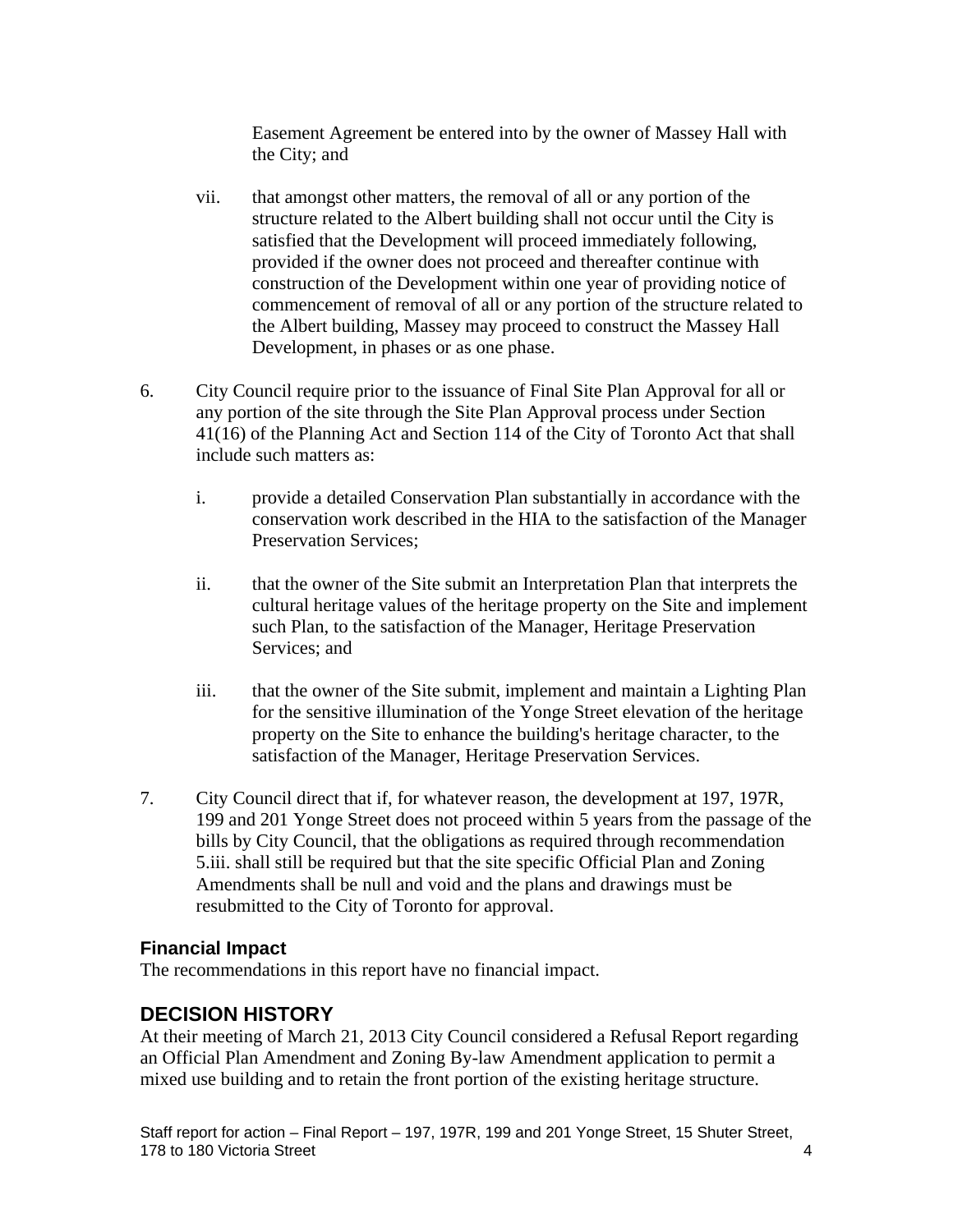Easement Agreement be entered into by the owner of Massey Hall with the City; and

vii. that amongst other matters, the removal of all or any portion of the structure related to the Albert building shall not occur until the City is satisfied that the Development will proceed immediately following, provided if the owner does not proceed and thereafter continue with construction of the Development within one year of providing notice of commencement of removal of all or any portion of the structure related to the Albert building, Massey may proceed to construct the Massey Hall Development, in phases or as one phase.

6. City Council require prior to the issuance of Final Site Plan Approval for all or any portion of the site through the Site Plan Approval process under Section 41(16) of the Planning Act and Section 114 of the City of Toronto Act that shall include such matters as:

   i. provide a detailed Conservation Plan substantially in accordance with the conservation work described in the HIA to the satisfaction of the Manager Preservation Services;

   ii. that the owner of the Site submit an Interpretation Plan that interprets the cultural heritage values of the heritage property on the Site and implement such Plan, to the satisfaction of the Manager, Heritage Preservation Services; and

   iii. that the owner of the Site submit, implement and maintain a Lighting Plan for the sensitive illumination of the Yonge Street elevation of the heritage property on the Site to enhance the building's heritage character, to the satisfaction of the Manager, Heritage Preservation Services.

7. City Council direct that if, for whatever reason, the development at 197, 197R, 199 and 201 Yonge Street does not proceed within 5 years from the passage of the bills by City Council, that the obligations as required through recommendation 5.iii. shall still be required but that the site specific Official Plan and Zoning Amendments shall be null and void and the plans and drawings must be resubmitted to the City of Toronto for approval.

### Financial Impact

The recommendations in this report have no financial impact.

## DECISION HISTORY

At their meeting of March 21, 2013 City Council considered a Refusal Report regarding an Official Plan Amendment and Zoning By-law Amendment application to permit a mixed use building and to retain the front portion of the existing heritage structure.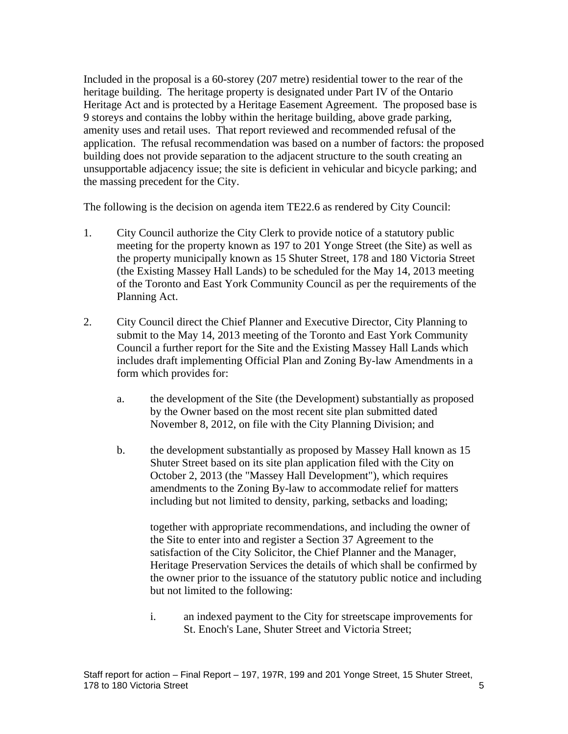Included in the proposal is a 60-storey (207 metre) residential tower to the rear of the heritage building. The heritage property is designated under Part IV of the Ontario Heritage Act and is protected by a Heritage Easement Agreement. The proposed base is 9 storeys and contains the lobby within the heritage building, above grade parking, amenity uses and retail uses. That report reviewed and recommended refusal of the application. The refusal recommendation was based on a number of factors: the proposed building does not provide separation to the adjacent structure to the south creating an unsupportable adjacency issue; the site is deficient in vehicular and bicycle parking; and the massing precedent for the City.

The following is the decision on agenda item TE22.6 as rendered by City Council:

1. City Council authorize the City Clerk to provide notice of a statutory public meeting for the property known as 197 to 201 Yonge Street (the Site) as well as the property municipally known as 15 Shuter Street, 178 and 180 Victoria Street (the Existing Massey Hall Lands) to be scheduled for the May 14, 2013 meeting of the Toronto and East York Community Council as per the requirements of the Planning Act.

2. City Council direct the Chief Planner and Executive Director, City Planning to submit to the May 14, 2013 meeting of the Toronto and East York Community Council a further report for the Site and the Existing Massey Hall Lands which includes draft implementing Official Plan and Zoning By-law Amendments in a form which provides for:

   a. the development of the Site (the Development) substantially as proposed by the Owner based on the most recent site plan submitted dated November 8, 2012, on file with the City Planning Division; and

   b. the development substantially as proposed by Massey Hall known as 15 Shuter Street based on its site plan application filed with the City on October 2, 2013 (the "Massey Hall Development"), which requires amendments to the Zoning By-law to accommodate relief for matters including but not limited to density, parking, setbacks and loading;

   together with appropriate recommendations, and including the owner of the Site to enter into and register a Section 37 Agreement to the satisfaction of the City Solicitor, the Chief Planner and the Manager, Heritage Preservation Services the details of which shall be confirmed by the owner prior to the issuance of the statutory public notice and including but not limited to the following:

      i. an indexed payment to the City for streetscape improvements for St. Enoch's Lane, Shuter Street and Victoria Street;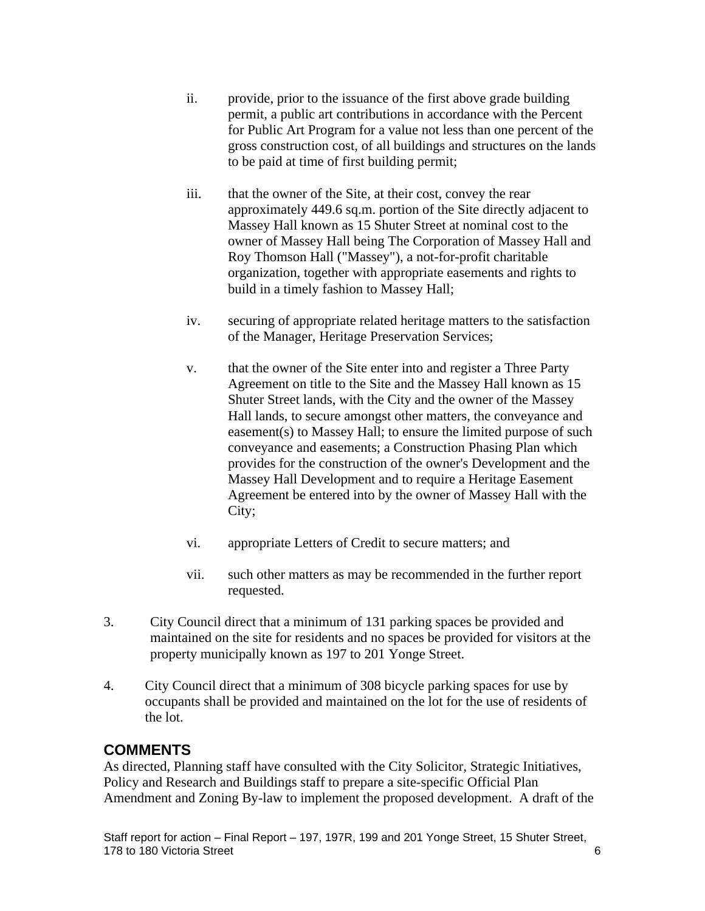ii. provide, prior to the issuance of the first above grade building permit, a public art contributions in accordance with the Percent for Public Art Program for a value not less than one percent of the gross construction cost, of all buildings and structures on the lands to be paid at time of first building permit;

iii. that the owner of the Site, at their cost, convey the rear approximately 449.6 sq.m. portion of the Site directly adjacent to Massey Hall known as 15 Shuter Street at nominal cost to the owner of Massey Hall being The Corporation of Massey Hall and Roy Thomson Hall ("Massey"), a not-for-profit charitable organization, together with appropriate easements and rights to build in a timely fashion to Massey Hall;

iv. securing of appropriate related heritage matters to the satisfaction of the Manager, Heritage Preservation Services;

v. that the owner of the Site enter into and register a Three Party Agreement on title to the Site and the Massey Hall known as 15 Shuter Street lands, with the City and the owner of the Massey Hall lands, to secure amongst other matters, the conveyance and easement(s) to Massey Hall; to ensure the limited purpose of such conveyance and easements; a Construction Phasing Plan which provides for the construction of the owner's Development and the Massey Hall Development and to require a Heritage Easement Agreement be entered into by the owner of Massey Hall with the City;

vi. appropriate Letters of Credit to secure matters; and

vii. such other matters as may be recommended in the further report requested.

3. City Council direct that a minimum of 131 parking spaces be provided and maintained on the site for residents and no spaces be provided for visitors at the property municipally known as 197 to 201 Yonge Street.

4. City Council direct that a minimum of 308 bicycle parking spaces for use by occupants shall be provided and maintained on the lot for the use of residents of the lot.

## COMMENTS

As directed, Planning staff have consulted with the City Solicitor, Strategic Initiatives, Policy and Research and Buildings staff to prepare a site-specific Official Plan Amendment and Zoning By-law to implement the proposed development. A draft of the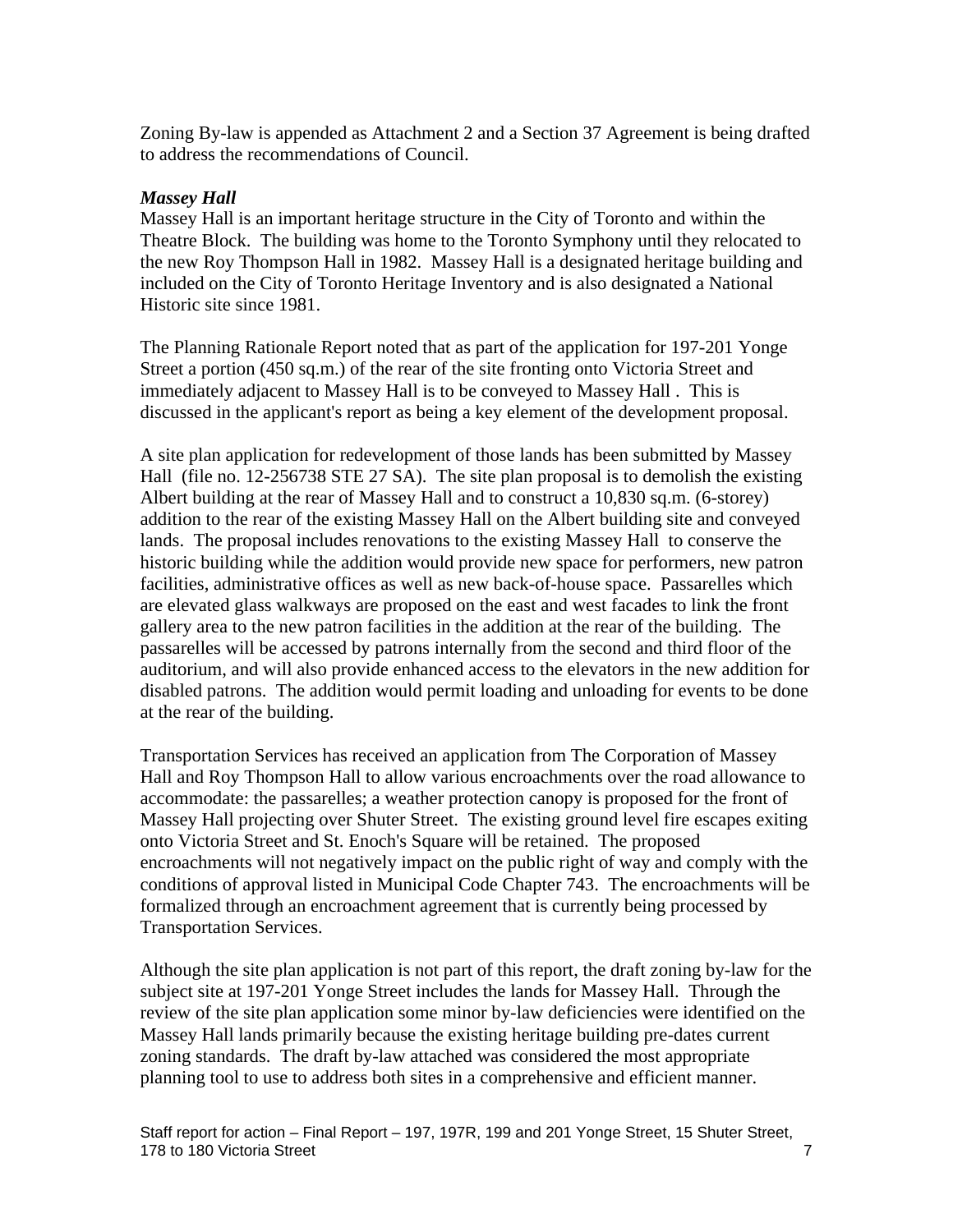Zoning By-law is appended as Attachment 2 and a Section 37 Agreement is being drafted to address the recommendations of Council.

***Massey Hall***

Massey Hall is an important heritage structure in the City of Toronto and within the Theatre Block. The building was home to the Toronto Symphony until they relocated to the new Roy Thompson Hall in 1982. Massey Hall is a designated heritage building and included on the City of Toronto Heritage Inventory and is also designated a National Historic site since 1981.

The Planning Rationale Report noted that as part of the application for 197-201 Yonge Street a portion (450 sq.m.) of the rear of the site fronting onto Victoria Street and immediately adjacent to Massey Hall is to be conveyed to Massey Hall . This is discussed in the applicant's report as being a key element of the development proposal.

A site plan application for redevelopment of those lands has been submitted by Massey Hall (file no. 12-256738 STE 27 SA). The site plan proposal is to demolish the existing Albert building at the rear of Massey Hall and to construct a 10,830 sq.m. (6-storey) addition to the rear of the existing Massey Hall on the Albert building site and conveyed lands. The proposal includes renovations to the existing Massey Hall to conserve the historic building while the addition would provide new space for performers, new patron facilities, administrative offices as well as new back-of-house space. Passarelles which are elevated glass walkways are proposed on the east and west facades to link the front gallery area to the new patron facilities in the addition at the rear of the building. The passarelles will be accessed by patrons internally from the second and third floor of the auditorium, and will also provide enhanced access to the elevators in the new addition for disabled patrons. The addition would permit loading and unloading for events to be done at the rear of the building.

Transportation Services has received an application from The Corporation of Massey Hall and Roy Thompson Hall to allow various encroachments over the road allowance to accommodate: the passarelles; a weather protection canopy is proposed for the front of Massey Hall projecting over Shuter Street. The existing ground level fire escapes exiting onto Victoria Street and St. Enoch's Square will be retained. The proposed encroachments will not negatively impact on the public right of way and comply with the conditions of approval listed in Municipal Code Chapter 743. The encroachments will be formalized through an encroachment agreement that is currently being processed by Transportation Services.

Although the site plan application is not part of this report, the draft zoning by-law for the subject site at 197-201 Yonge Street includes the lands for Massey Hall. Through the review of the site plan application some minor by-law deficiencies were identified on the Massey Hall lands primarily because the existing heritage building pre-dates current zoning standards. The draft by-law attached was considered the most appropriate planning tool to use to address both sites in a comprehensive and efficient manner.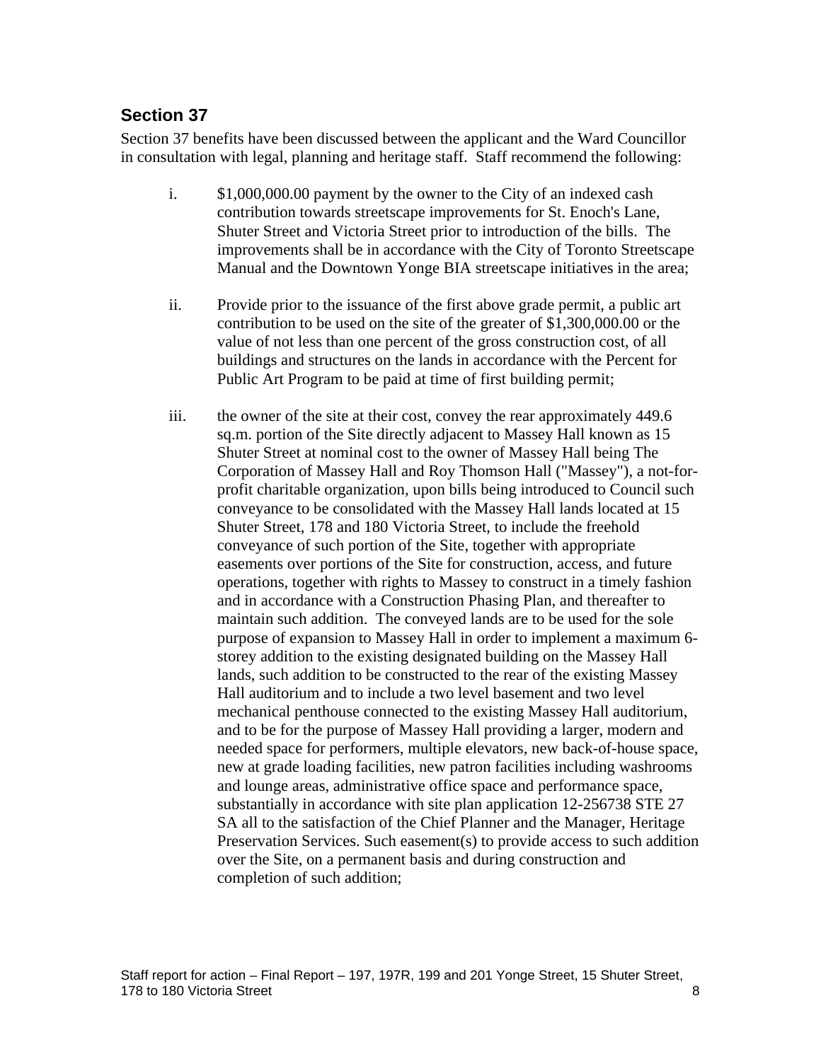## Section 37

Section 37 benefits have been discussed between the applicant and the Ward Councillor in consultation with legal, planning and heritage staff. Staff recommend the following:

i. $1,000,000.00 payment by the owner to the City of an indexed cash contribution towards streetscape improvements for St. Enoch's Lane, Shuter Street and Victoria Street prior to introduction of the bills. The improvements shall be in accordance with the City of Toronto Streetscape Manual and the Downtown Yonge BIA streetscape initiatives in the area;

ii. Provide prior to the issuance of the first above grade permit, a public art contribution to be used on the site of the greater of $1,300,000.00 or the value of not less than one percent of the gross construction cost, of all buildings and structures on the lands in accordance with the Percent for Public Art Program to be paid at time of first building permit;

iii. the owner of the site at their cost, convey the rear approximately 449.6 sq.m. portion of the Site directly adjacent to Massey Hall known as 15 Shuter Street at nominal cost to the owner of Massey Hall being The Corporation of Massey Hall and Roy Thomson Hall ("Massey"), a not-for-profit charitable organization, upon bills being introduced to Council such conveyance to be consolidated with the Massey Hall lands located at 15 Shuter Street, 178 and 180 Victoria Street, to include the freehold conveyance of such portion of the Site, together with appropriate easements over portions of the Site for construction, access, and future operations, together with rights to Massey to construct in a timely fashion and in accordance with a Construction Phasing Plan, and thereafter to maintain such addition. The conveyed lands are to be used for the sole purpose of expansion to Massey Hall in order to implement a maximum 6-storey addition to the existing designated building on the Massey Hall lands, such addition to be constructed to the rear of the existing Massey Hall auditorium and to include a two level basement and two level mechanical penthouse connected to the existing Massey Hall auditorium, and to be for the purpose of Massey Hall providing a larger, modern and needed space for performers, multiple elevators, new back-of-house space, new at grade loading facilities, new patron facilities including washrooms and lounge areas, administrative office space and performance space, substantially in accordance with site plan application 12-256738 STE 27 SA all to the satisfaction of the Chief Planner and the Manager, Heritage Preservation Services. Such easement(s) to provide access to such addition over the Site, on a permanent basis and during construction and completion of such addition;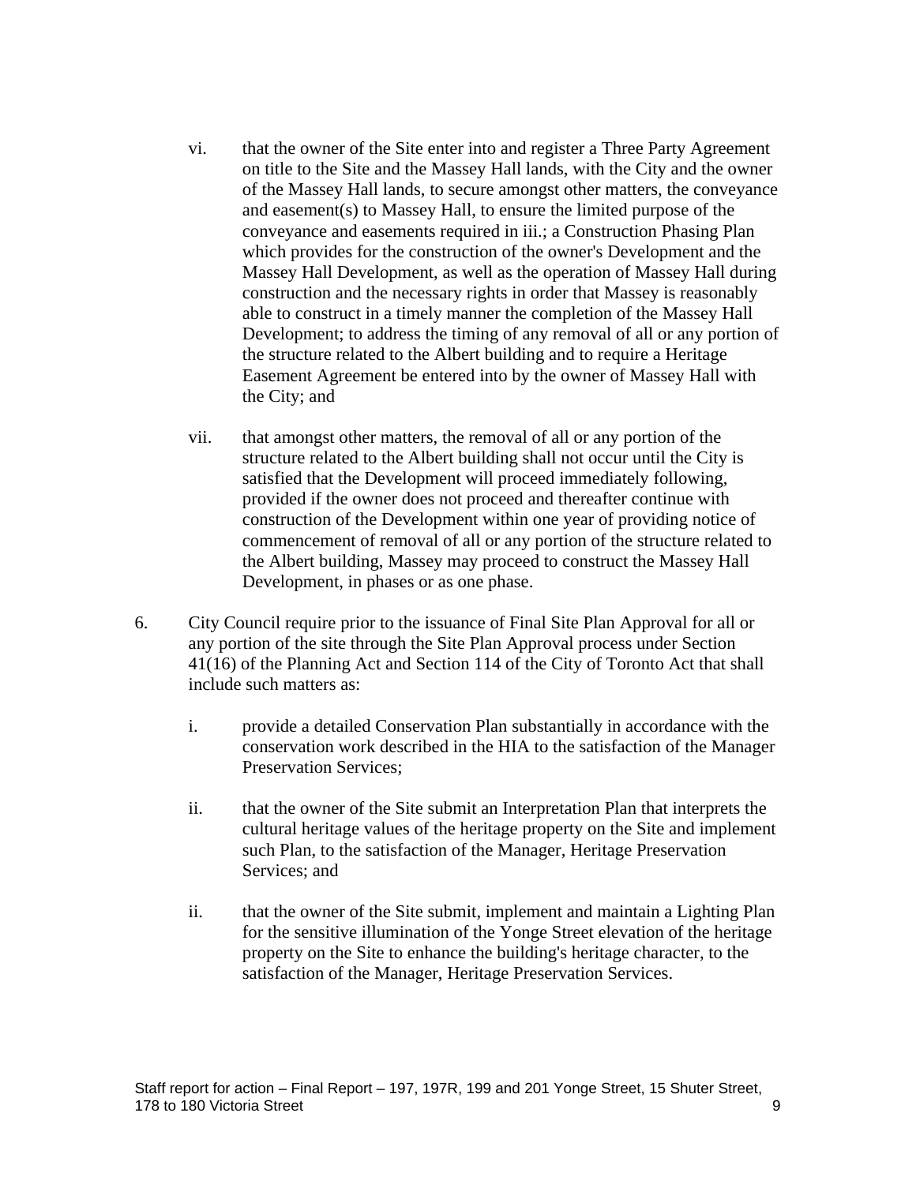vi. that the owner of the Site enter into and register a Three Party Agreement on title to the Site and the Massey Hall lands, with the City and the owner of the Massey Hall lands, to secure amongst other matters, the conveyance and easement(s) to Massey Hall, to ensure the limited purpose of the conveyance and easements required in iii.; a Construction Phasing Plan which provides for the construction of the owner's Development and the Massey Hall Development, as well as the operation of Massey Hall during construction and the necessary rights in order that Massey is reasonably able to construct in a timely manner the completion of the Massey Hall Development; to address the timing of any removal of all or any portion of the structure related to the Albert building and to require a Heritage Easement Agreement be entered into by the owner of Massey Hall with the City; and

vii. that amongst other matters, the removal of all or any portion of the structure related to the Albert building shall not occur until the City is satisfied that the Development will proceed immediately following, provided if the owner does not proceed and thereafter continue with construction of the Development within one year of providing notice of commencement of removal of all or any portion of the structure related to the Albert building, Massey may proceed to construct the Massey Hall Development, in phases or as one phase.

6. City Council require prior to the issuance of Final Site Plan Approval for all or any portion of the site through the Site Plan Approval process under Section 41(16) of the Planning Act and Section 114 of the City of Toronto Act that shall include such matters as:

   i. provide a detailed Conservation Plan substantially in accordance with the conservation work described in the HIA to the satisfaction of the Manager Preservation Services;

   ii. that the owner of the Site submit an Interpretation Plan that interprets the cultural heritage values of the heritage property on the Site and implement such Plan, to the satisfaction of the Manager, Heritage Preservation Services; and

   ii. that the owner of the Site submit, implement and maintain a Lighting Plan for the sensitive illumination of the Yonge Street elevation of the heritage property on the Site to enhance the building's heritage character, to the satisfaction of the Manager, Heritage Preservation Services.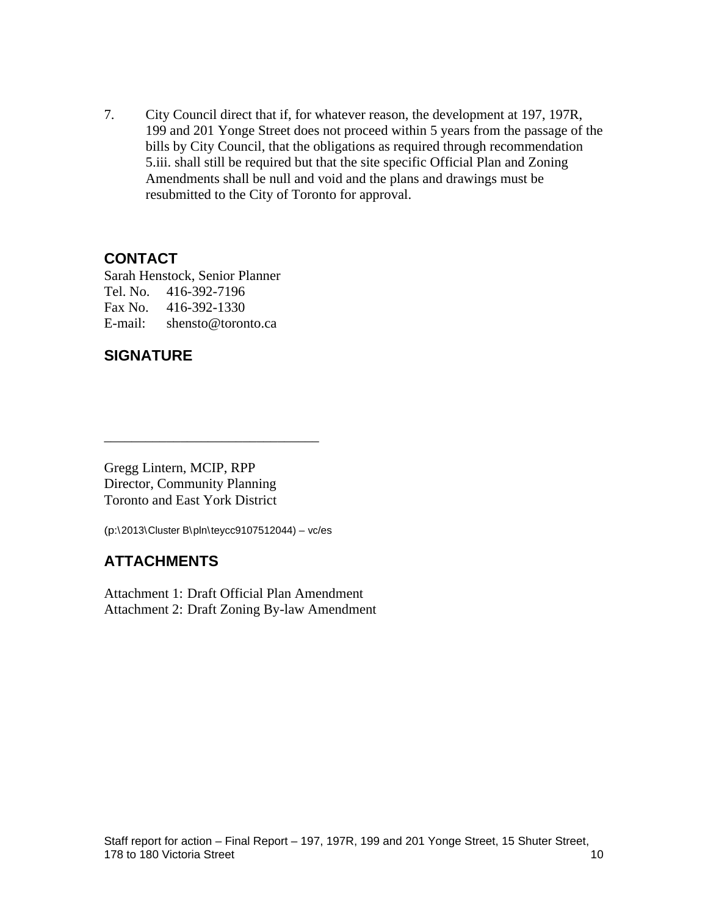7. City Council direct that if, for whatever reason, the development at 197, 197R, 199 and 201 Yonge Street does not proceed within 5 years from the passage of the bills by City Council, that the obligations as required through recommendation 5.iii. shall still be required but that the site specific Official Plan and Zoning Amendments shall be null and void and the plans and drawings must be resubmitted to the City of Toronto for approval.

## CONTACT

Sarah Henstock, Senior Planner
Tel. No. 416-392-7196
Fax No. 416-392-1330
E-mail: shensto@toronto.ca

## SIGNATURE

_______________________________

Gregg Lintern, MCIP, RPP
Director, Community Planning
Toronto and East York District

(p:\2013\Cluster B\pln\teycc9107512044) – vc/es

## ATTACHMENTS

Attachment 1: Draft Official Plan Amendment
Attachment 2: Draft Zoning By-law Amendment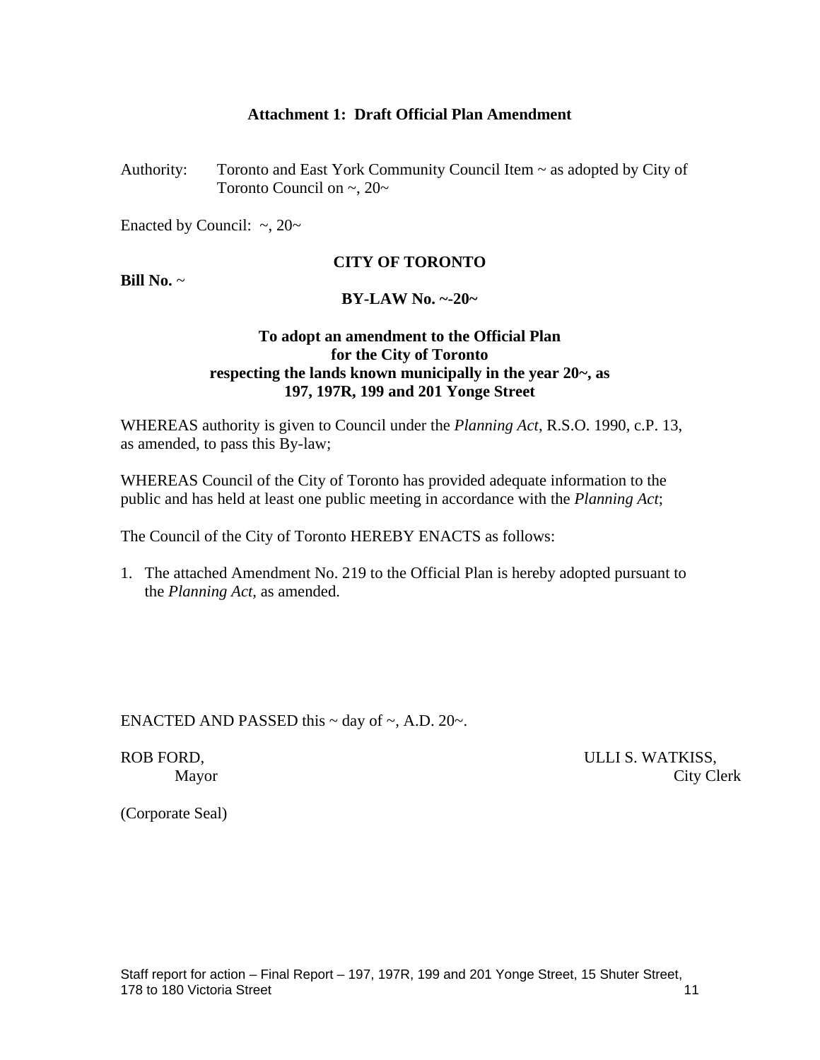**Attachment 1: Draft Official Plan Amendment**

Authority: Toronto and East York Community Council Item ~ as adopted by City of Toronto Council on ~, 20~

Enacted by Council: ~, 20~

**CITY OF TORONTO**

**Bill No.** ~

**BY-LAW No. ~-20~**

**To adopt an amendment to the Official Plan for the City of Toronto respecting the lands known municipally in the year 20~, as 197, 197R, 199 and 201 Yonge Street**

WHEREAS authority is given to Council under the *Planning Act*, R.S.O. 1990, c.P. 13, as amended, to pass this By-law;

WHEREAS Council of the City of Toronto has provided adequate information to the public and has held at least one public meeting in accordance with the *Planning Act*;

The Council of the City of Toronto HEREBY ENACTS as follows:

1. The attached Amendment No. 219 to the Official Plan is hereby adopted pursuant to the *Planning Act*, as amended.

ENACTED AND PASSED this ~ day of ~, A.D. 20~.

ROB FORD, Mayor

ULLI S. WATKISS, City Clerk

(Corporate Seal)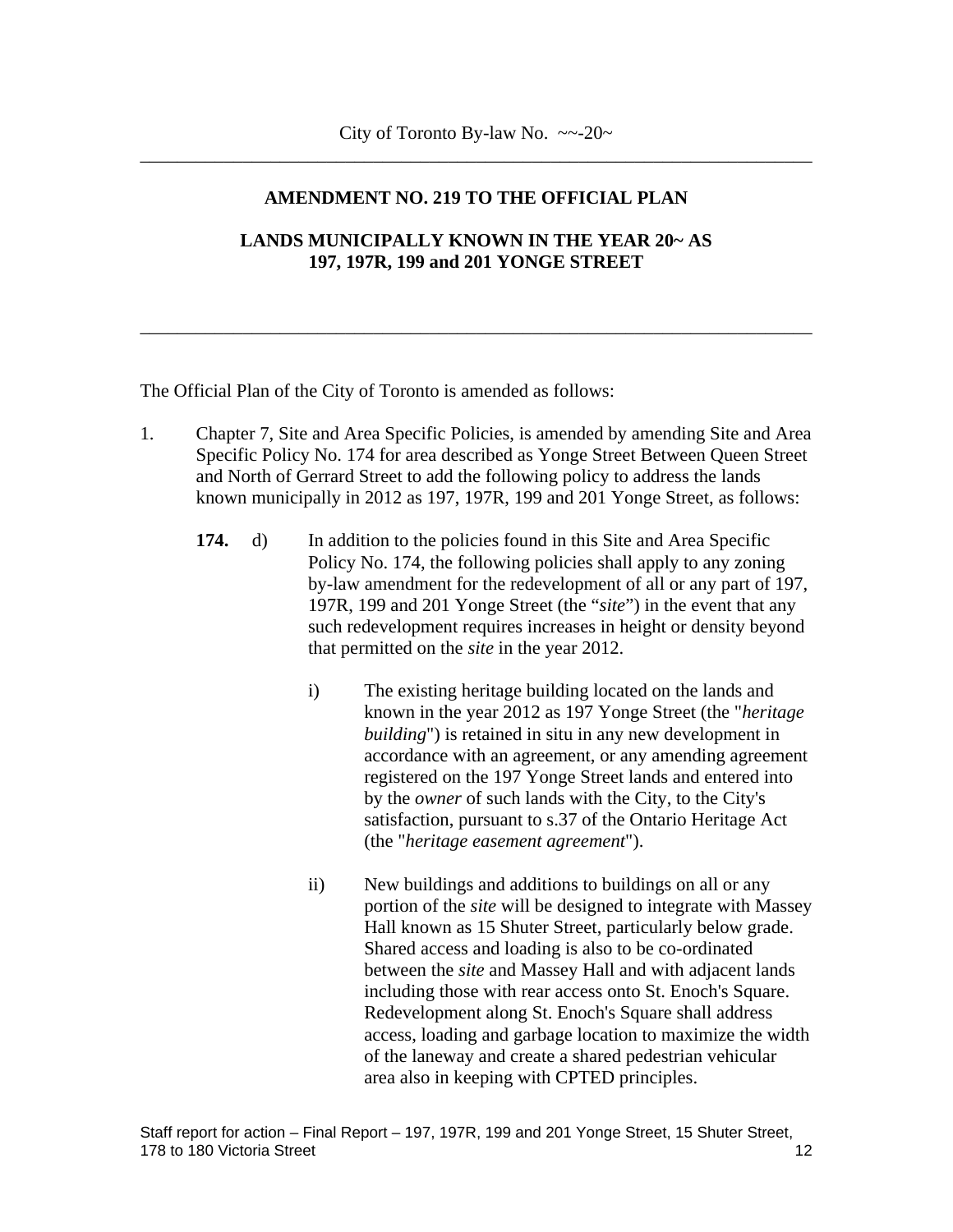City of Toronto By-law No. ~~-20~

---

**AMENDMENT NO. 219 TO THE OFFICIAL PLAN**

**LANDS MUNICIPALLY KNOWN IN THE YEAR 20~ AS 197, 197R, 199 and 201 YONGE STREET**

---

The Official Plan of the City of Toronto is amended as follows:

1. Chapter 7, Site and Area Specific Policies, is amended by amending Site and Area Specific Policy No. 174 for area described as Yonge Street Between Queen Street and North of Gerrard Street to add the following policy to address the lands known municipally in 2012 as 197, 197R, 199 and 201 Yonge Street, as follows:

   **174.** d) In addition to the policies found in this Site and Area Specific Policy No. 174, the following policies shall apply to any zoning by-law amendment for the redevelopment of all or any part of 197, 197R, 199 and 201 Yonge Street (the "*site*") in the event that any such redevelopment requires increases in height or density beyond that permitted on the *site* in the year 2012.

   i) The existing heritage building located on the lands and known in the year 2012 as 197 Yonge Street (the "*heritage building*") is retained in situ in any new development in accordance with an agreement, or any amending agreement registered on the 197 Yonge Street lands and entered into by the *owner* of such lands with the City, to the City's satisfaction, pursuant to s.37 of the Ontario Heritage Act (the "*heritage easement agreement*").

   ii) New buildings and additions to buildings on all or any portion of the *site* will be designed to integrate with Massey Hall known as 15 Shuter Street, particularly below grade. Shared access and loading is also to be co-ordinated between the *site* and Massey Hall and with adjacent lands including those with rear access onto St. Enoch's Square. Redevelopment along St. Enoch's Square shall address access, loading and garbage location to maximize the width of the laneway and create a shared pedestrian vehicular area also in keeping with CPTED principles.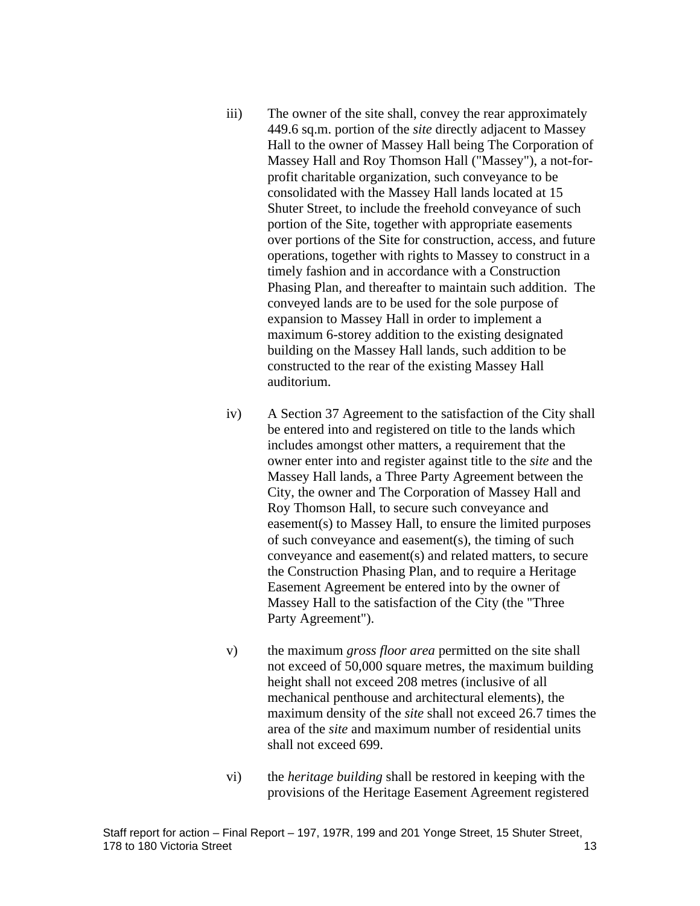iii) The owner of the site shall, convey the rear approximately 449.6 sq.m. portion of the *site* directly adjacent to Massey Hall to the owner of Massey Hall being The Corporation of Massey Hall and Roy Thomson Hall ("Massey"), a not-for-profit charitable organization, such conveyance to be consolidated with the Massey Hall lands located at 15 Shuter Street, to include the freehold conveyance of such portion of the Site, together with appropriate easements over portions of the Site for construction, access, and future operations, together with rights to Massey to construct in a timely fashion and in accordance with a Construction Phasing Plan, and thereafter to maintain such addition. The conveyed lands are to be used for the sole purpose of expansion to Massey Hall in order to implement a maximum 6-storey addition to the existing designated building on the Massey Hall lands, such addition to be constructed to the rear of the existing Massey Hall auditorium.

iv) A Section 37 Agreement to the satisfaction of the City shall be entered into and registered on title to the lands which includes amongst other matters, a requirement that the owner enter into and register against title to the *site* and the Massey Hall lands, a Three Party Agreement between the City, the owner and The Corporation of Massey Hall and Roy Thomson Hall, to secure such conveyance and easement(s) to Massey Hall, to ensure the limited purposes of such conveyance and easement(s), the timing of such conveyance and easement(s) and related matters, to secure the Construction Phasing Plan, and to require a Heritage Easement Agreement be entered into by the owner of Massey Hall to the satisfaction of the City (the "Three Party Agreement").

v) the maximum *gross floor area* permitted on the site shall not exceed of 50,000 square metres, the maximum building height shall not exceed 208 metres (inclusive of all mechanical penthouse and architectural elements), the maximum density of the *site* shall not exceed 26.7 times the area of the *site* and maximum number of residential units shall not exceed 699.

vi) the *heritage building* shall be restored in keeping with the provisions of the Heritage Easement Agreement registered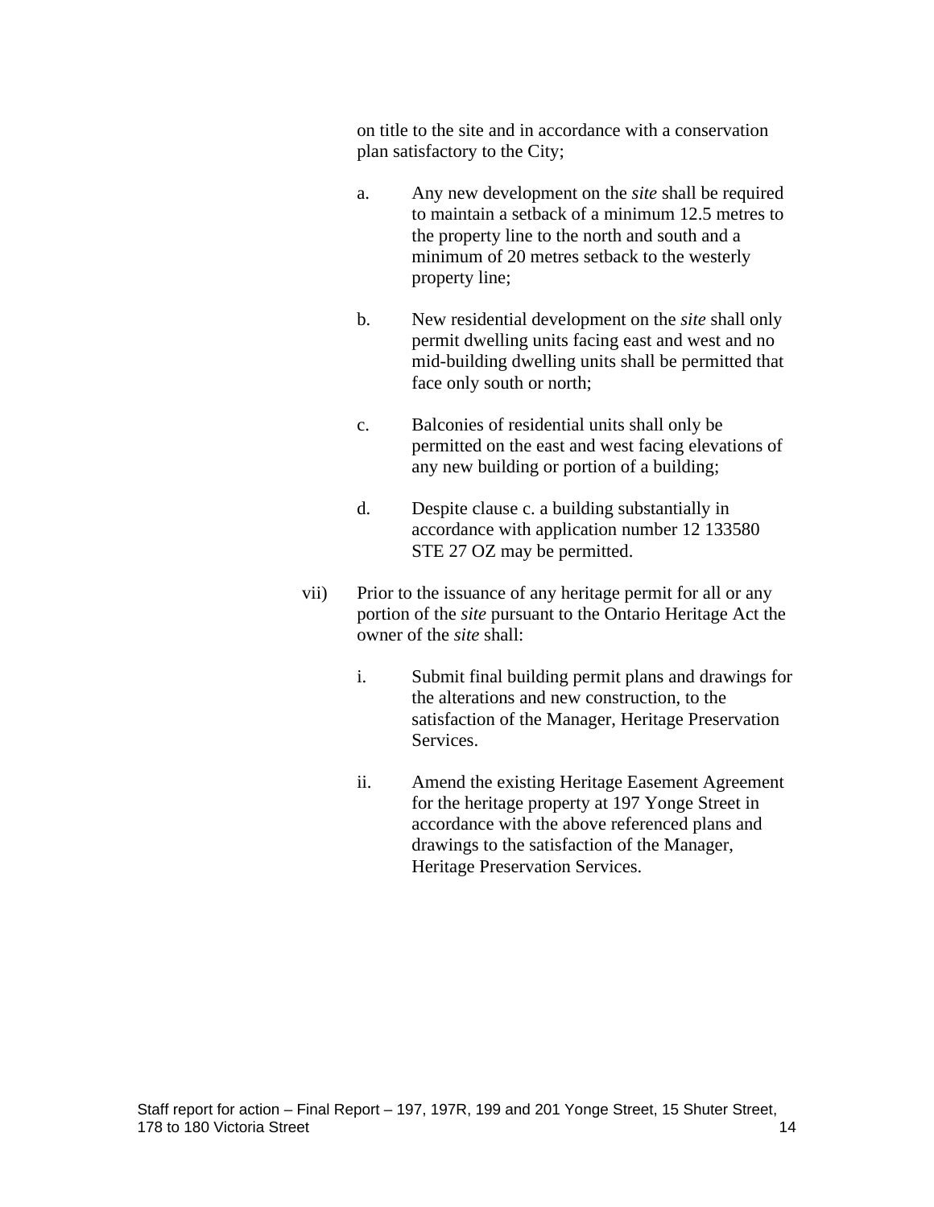on title to the site and in accordance with a conservation plan satisfactory to the City;

a. Any new development on the *site* shall be required to maintain a setback of a minimum 12.5 metres to the property line to the north and south and a minimum of 20 metres setback to the westerly property line;

b. New residential development on the *site* shall only permit dwelling units facing east and west and no mid-building dwelling units shall be permitted that face only south or north;

c. Balconies of residential units shall only be permitted on the east and west facing elevations of any new building or portion of a building;

d. Despite clause c. a building substantially in accordance with application number 12 133580 STE 27 OZ may be permitted.

vii) Prior to the issuance of any heritage permit for all or any portion of the *site* pursuant to the Ontario Heritage Act the owner of the *site* shall:

i. Submit final building permit plans and drawings for the alterations and new construction, to the satisfaction of the Manager, Heritage Preservation Services.

ii. Amend the existing Heritage Easement Agreement for the heritage property at 197 Yonge Street in accordance with the above referenced plans and drawings to the satisfaction of the Manager, Heritage Preservation Services.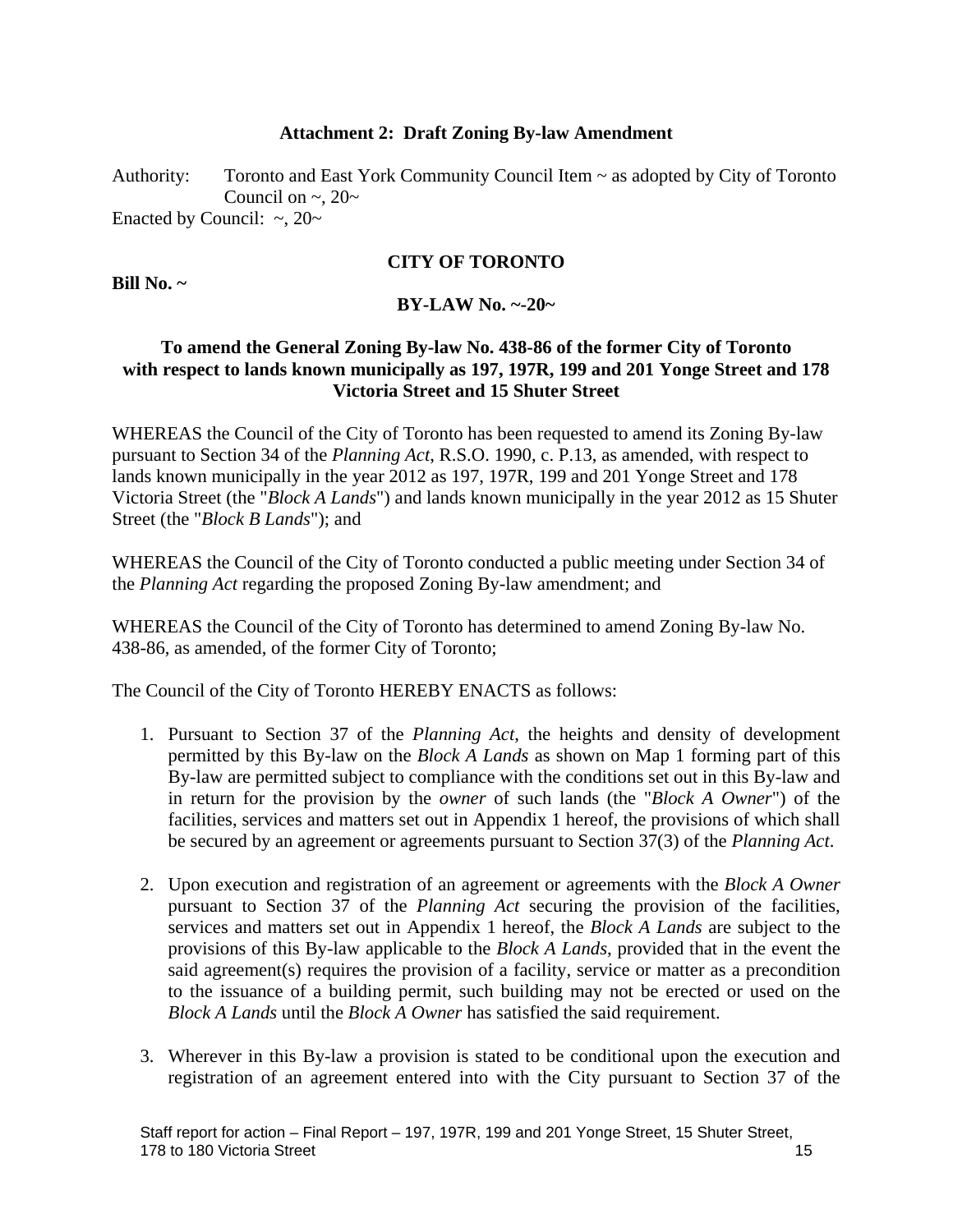**Attachment 2: Draft Zoning By-law Amendment**

Authority: Toronto and East York Community Council Item ~ as adopted by City of Toronto Council on ~, 20~

Enacted by Council: ~, 20~

**CITY OF TORONTO**

**Bill No. ~**

**BY-LAW No. ~-20~**

**To amend the General Zoning By-law No. 438-86 of the former City of Toronto with respect to lands known municipally as 197, 197R, 199 and 201 Yonge Street and 178 Victoria Street and 15 Shuter Street**

WHEREAS the Council of the City of Toronto has been requested to amend its Zoning By-law pursuant to Section 34 of the *Planning Act*, R.S.O. 1990, c. P.13, as amended, with respect to lands known municipally in the year 2012 as 197, 197R, 199 and 201 Yonge Street and 178 Victoria Street (the "*Block A Lands*") and lands known municipally in the year 2012 as 15 Shuter Street (the "*Block B Lands*"); and

WHEREAS the Council of the City of Toronto conducted a public meeting under Section 34 of the *Planning Act* regarding the proposed Zoning By-law amendment; and

WHEREAS the Council of the City of Toronto has determined to amend Zoning By-law No. 438-86, as amended, of the former City of Toronto;

The Council of the City of Toronto HEREBY ENACTS as follows:

1. Pursuant to Section 37 of the *Planning Act*, the heights and density of development permitted by this By-law on the *Block A Lands* as shown on Map 1 forming part of this By-law are permitted subject to compliance with the conditions set out in this By-law and in return for the provision by the *owner* of such lands (the "*Block A Owner*") of the facilities, services and matters set out in Appendix 1 hereof, the provisions of which shall be secured by an agreement or agreements pursuant to Section 37(3) of the *Planning Act*.

2. Upon execution and registration of an agreement or agreements with the *Block A Owner* pursuant to Section 37 of the *Planning Act* securing the provision of the facilities, services and matters set out in Appendix 1 hereof, the *Block A Lands* are subject to the provisions of this By-law applicable to the *Block A Lands*, provided that in the event the said agreement(s) requires the provision of a facility, service or matter as a precondition to the issuance of a building permit, such building may not be erected or used on the *Block A Lands* until the *Block A Owner* has satisfied the said requirement.

3. Wherever in this By-law a provision is stated to be conditional upon the execution and registration of an agreement entered into with the City pursuant to Section 37 of the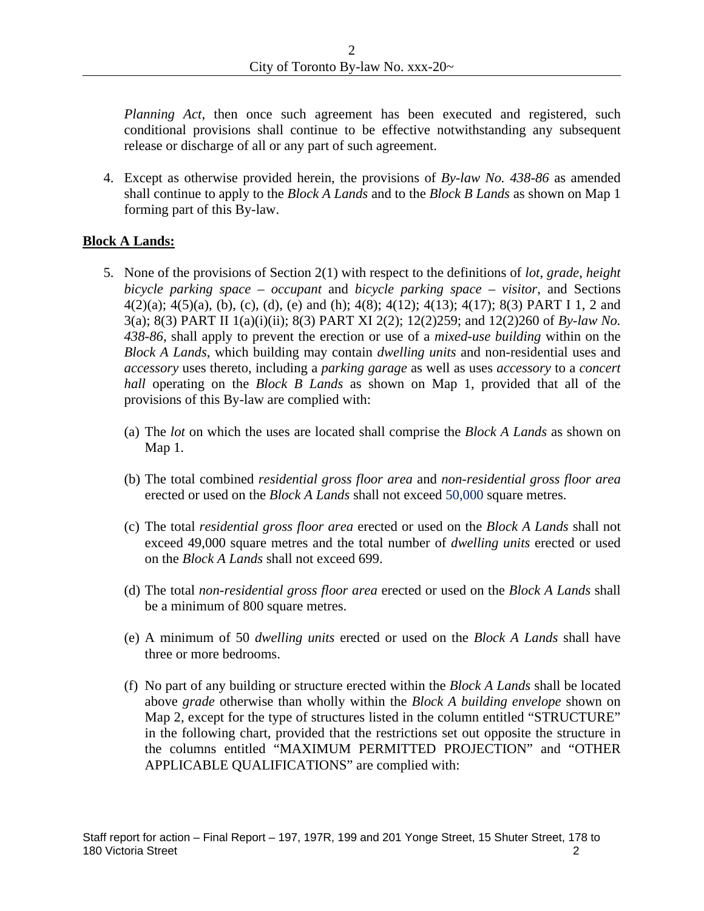*Planning Act*, then once such agreement has been executed and registered, such conditional provisions shall continue to be effective notwithstanding any subsequent release or discharge of all or any part of such agreement.

4. Except as otherwise provided herein, the provisions of *By-law No. 438-86* as amended shall continue to apply to the *Block A Lands* and to the *Block B Lands* as shown on Map 1 forming part of this By-law.

**Block A Lands:**

5. None of the provisions of Section 2(1) with respect to the definitions of *lot*, *grade*, *height* *bicycle parking space – occupant* and *bicycle parking space – visitor*, and Sections 4(2)(a); 4(5)(a), (b), (c), (d), (e) and (h); 4(8); 4(12); 4(13); 4(17); 8(3) PART I 1, 2 and 3(a); 8(3) PART II 1(a)(i)(ii); 8(3) PART XI 2(2); 12(2)259; and 12(2)260 of *By-law No. 438-86*, shall apply to prevent the erection or use of a *mixed-use building* within on the *Block A Lands*, which building may contain *dwelling units* and non-residential uses and *accessory* uses thereto, including a *parking garage* as well as uses *accessory* to a *concert hall* operating on the *Block B Lands* as shown on Map 1, provided that all of the provisions of this By-law are complied with:

   (a) The *lot* on which the uses are located shall comprise the *Block A Lands* as shown on Map 1.

   (b) The total combined *residential gross floor area* and *non-residential gross floor area* erected or used on the *Block A Lands* shall not exceed 50,000 square metres.

   (c) The total *residential gross floor area* erected or used on the *Block A Lands* shall not exceed 49,000 square metres and the total number of *dwelling units* erected or used on the *Block A Lands* shall not exceed 699.

   (d) The total *non-residential gross floor area* erected or used on the *Block A Lands* shall be a minimum of 800 square metres.

   (e) A minimum of 50 *dwelling units* erected or used on the *Block A Lands* shall have three or more bedrooms.

   (f) No part of any building or structure erected within the *Block A Lands* shall be located above *grade* otherwise than wholly within the *Block A building envelope* shown on Map 2, except for the type of structures listed in the column entitled "STRUCTURE" in the following chart, provided that the restrictions set out opposite the structure in the columns entitled "MAXIMUM PERMITTED PROJECTION" and "OTHER APPLICABLE QUALIFICATIONS" are complied with: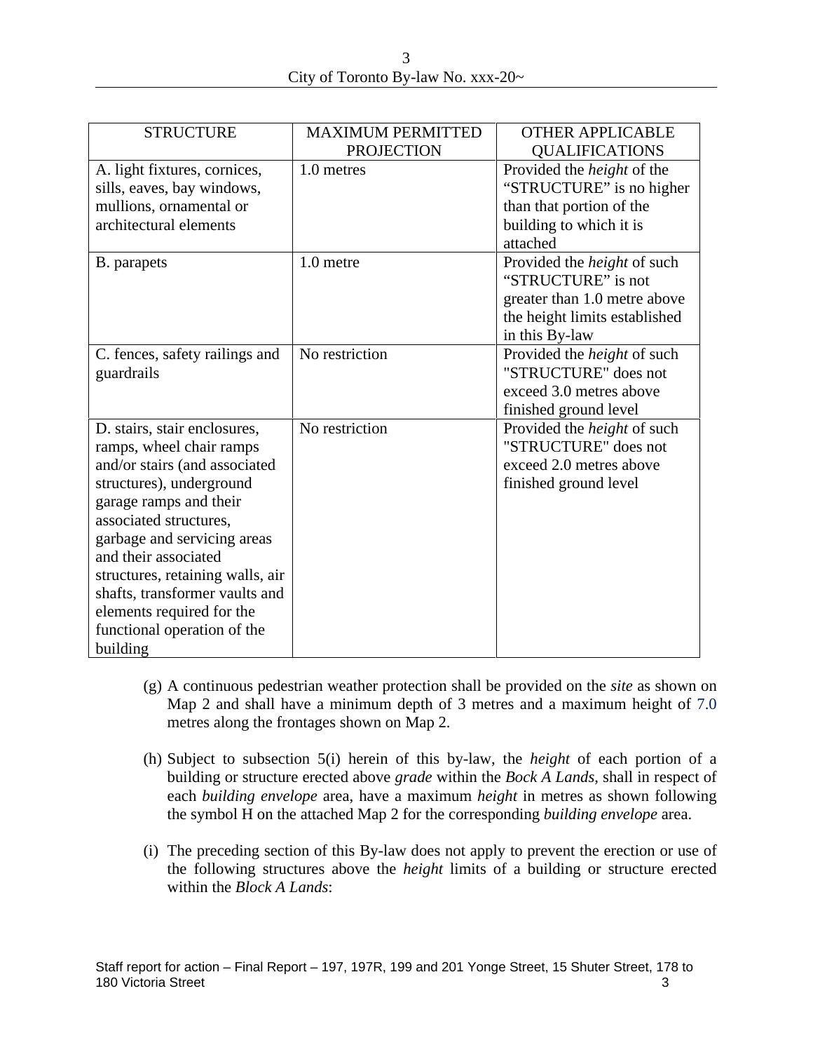| STRUCTURE | MAXIMUM PERMITTED PROJECTION | OTHER APPLICABLE QUALIFICATIONS |
|---|---|---|
| A. light fixtures, cornices, sills, eaves, bay windows, mullions, ornamental or architectural elements | 1.0 metres | Provided the *height* of the “STRUCTURE” is no higher than that portion of the building to which it is attached |
| B. parapets | 1.0 metre | Provided the *height* of such “STRUCTURE” is not greater than 1.0 metre above the height limits established in this By-law |
| C. fences, safety railings and guardrails | No restriction | Provided the *height* of such "STRUCTURE" does not exceed 3.0 metres above finished ground level |
| D. stairs, stair enclosures, ramps, wheel chair ramps and/or stairs (and associated structures), underground garage ramps and their associated structures, garbage and servicing areas and their associated structures, retaining walls, air shafts, transformer vaults and elements required for the functional operation of the building | No restriction | Provided the *height* of such "STRUCTURE" does not exceed 2.0 metres above finished ground level |

(g) A continuous pedestrian weather protection shall be provided on the *site* as shown on Map 2 and shall have a minimum depth of 3 metres and a maximum height of 7.0 metres along the frontages shown on Map 2.

(h) Subject to subsection 5(i) herein of this by-law, the *height* of each portion of a building or structure erected above *grade* within the *Bock A Lands*, shall in respect of each *building envelope* area, have a maximum *height* in metres as shown following the symbol H on the attached Map 2 for the corresponding *building envelope* area.

(i) The preceding section of this By-law does not apply to prevent the erection or use of the following structures above the *height* limits of a building or structure erected within the *Block A Lands*: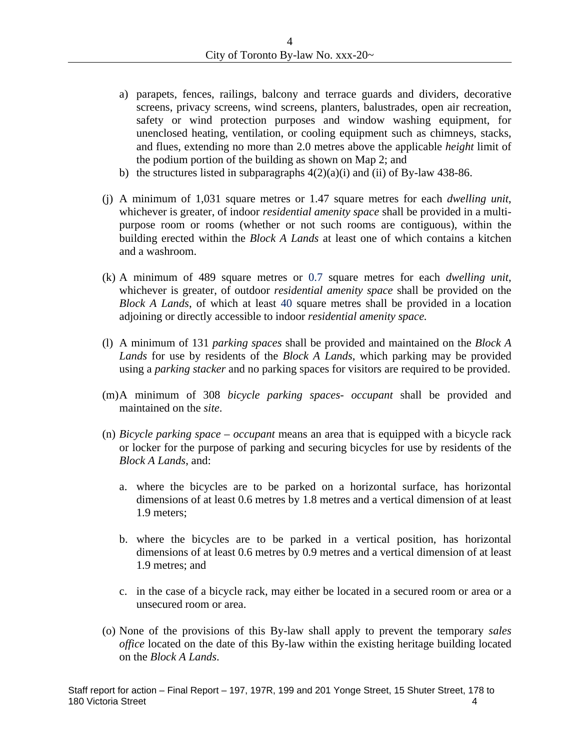a) parapets, fences, railings, balcony and terrace guards and dividers, decorative screens, privacy screens, wind screens, planters, balustrades, open air recreation, safety or wind protection purposes and window washing equipment, for unenclosed heating, ventilation, or cooling equipment such as chimneys, stacks, and flues, extending no more than 2.0 metres above the applicable *height* limit of the podium portion of the building as shown on Map 2; and
b) the structures listed in subparagraphs 4(2)(a)(i) and (ii) of By-law 438-86.

(j) A minimum of 1,031 square metres or 1.47 square metres for each *dwelling unit*, whichever is greater, of indoor *residential amenity space* shall be provided in a multi-purpose room or rooms (whether or not such rooms are contiguous), within the building erected within the *Block A Lands* at least one of which contains a kitchen and a washroom.

(k) A minimum of 489 square metres or 0.7 square metres for each *dwelling unit*, whichever is greater, of outdoor *residential amenity space* shall be provided on the *Block A Lands*, of which at least 40 square metres shall be provided in a location adjoining or directly accessible to indoor *residential amenity space.*

(l) A minimum of 131 *parking spaces* shall be provided and maintained on the *Block A Lands* for use by residents of the *Block A Lands*, which parking may be provided using a *parking stacker* and no parking spaces for visitors are required to be provided.

(m) A minimum of 308 *bicycle parking spaces- occupant* shall be provided and maintained on the *site*.

(n) *Bicycle parking space – occupant* means an area that is equipped with a bicycle rack or locker for the purpose of parking and securing bicycles for use by residents of the *Block A Lands*, and:

a. where the bicycles are to be parked on a horizontal surface, has horizontal dimensions of at least 0.6 metres by 1.8 metres and a vertical dimension of at least 1.9 meters;

b. where the bicycles are to be parked in a vertical position, has horizontal dimensions of at least 0.6 metres by 0.9 metres and a vertical dimension of at least 1.9 metres; and

c. in the case of a bicycle rack, may either be located in a secured room or area or a unsecured room or area.

(o) None of the provisions of this By-law shall apply to prevent the temporary *sales office* located on the date of this By-law within the existing heritage building located on the *Block A Lands*.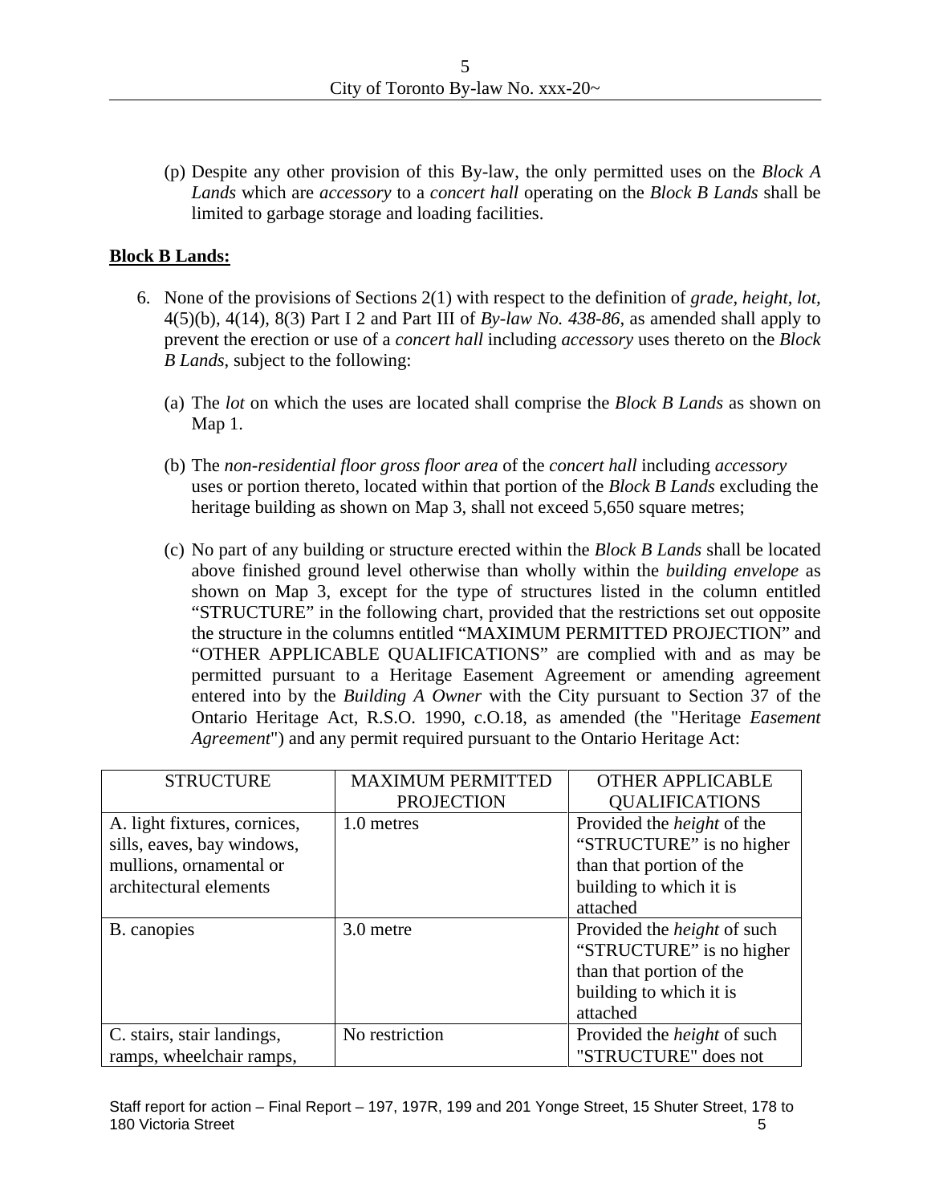(p) Despite any other provision of this By-law, the only permitted uses on the *Block A Lands* which are *accessory* to a *concert hall* operating on the *Block B Lands* shall be limited to garbage storage and loading facilities.

**Block B Lands:**

6. None of the provisions of Sections 2(1) with respect to the definition of *grade*, *height*, *lot*, 4(5)(b), 4(14), 8(3) Part I 2 and Part III of *By-law No. 438-86*, as amended shall apply to prevent the erection or use of a *concert hall* including *accessory* uses thereto on the *Block B Lands*, subject to the following:

   (a) The *lot* on which the uses are located shall comprise the *Block B Lands* as shown on Map 1.

   (b) The *non-residential floor gross floor area* of the *concert hall* including *accessory* uses or portion thereto, located within that portion of the *Block B Lands* excluding the heritage building as shown on Map 3, shall not exceed 5,650 square metres;

   (c) No part of any building or structure erected within the *Block B Lands* shall be located above finished ground level otherwise than wholly within the *building envelope* as shown on Map 3, except for the type of structures listed in the column entitled "STRUCTURE" in the following chart, provided that the restrictions set out opposite the structure in the columns entitled "MAXIMUM PERMITTED PROJECTION" and "OTHER APPLICABLE QUALIFICATIONS" are complied with and as may be permitted pursuant to a Heritage Easement Agreement or amending agreement entered into by the *Building A Owner* with the City pursuant to Section 37 of the Ontario Heritage Act, R.S.O. 1990, c.O.18, as amended (the "Heritage *Easement Agreement*") and any permit required pursuant to the Ontario Heritage Act:

| STRUCTURE | MAXIMUM PERMITTED PROJECTION | OTHER APPLICABLE QUALIFICATIONS |
|---|---|---|
| A. light fixtures, cornices, sills, eaves, bay windows, mullions, ornamental or architectural elements | 1.0 metres | Provided the *height* of the "STRUCTURE" is no higher than that portion of the building to which it is attached |
| B. canopies | 3.0 metre | Provided the *height* of such "STRUCTURE" is no higher than that portion of the building to which it is attached |
| C. stairs, stair landings, ramps, wheelchair ramps, | No restriction | Provided the *height* of such "STRUCTURE" does not |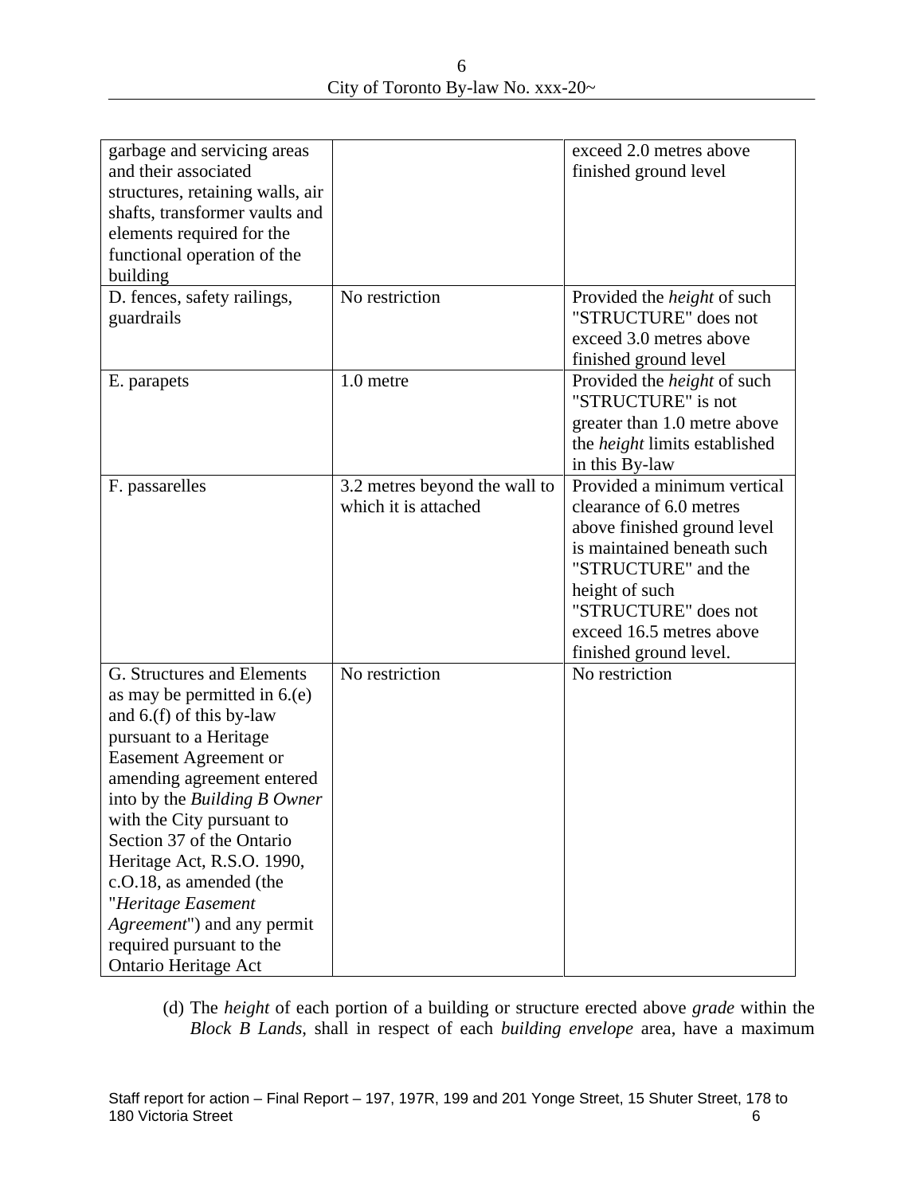| | | |
|---|---|---|
| garbage and servicing areas and their associated structures, retaining walls, air shafts, transformer vaults and elements required for the functional operation of the building | | exceed 2.0 metres above finished ground level |
| D. fences, safety railings, guardrails | No restriction | Provided the *height* of such "STRUCTURE" does not exceed 3.0 metres above finished ground level |
| E. parapets | 1.0 metre | Provided the *height* of such "STRUCTURE" is not greater than 1.0 metre above the *height* limits established in this By-law |
| F. passarelles | 3.2 metres beyond the wall to which it is attached | Provided a minimum vertical clearance of 6.0 metres above finished ground level is maintained beneath such "STRUCTURE" and the height of such "STRUCTURE" does not exceed 16.5 metres above finished ground level. |
| G. Structures and Elements as may be permitted in 6.(e) and 6.(f) of this by-law pursuant to a Heritage Easement Agreement or amending agreement entered into by the *Building B Owner* with the City pursuant to Section 37 of the Ontario Heritage Act, R.S.O. 1990, c.O.18, as amended (the "*Heritage Easement Agreement*") and any permit required pursuant to the Ontario Heritage Act | No restriction | No restriction |

(d) The *height* of each portion of a building or structure erected above *grade* within the *Block B Lands*, shall in respect of each *building envelope* area, have a maximum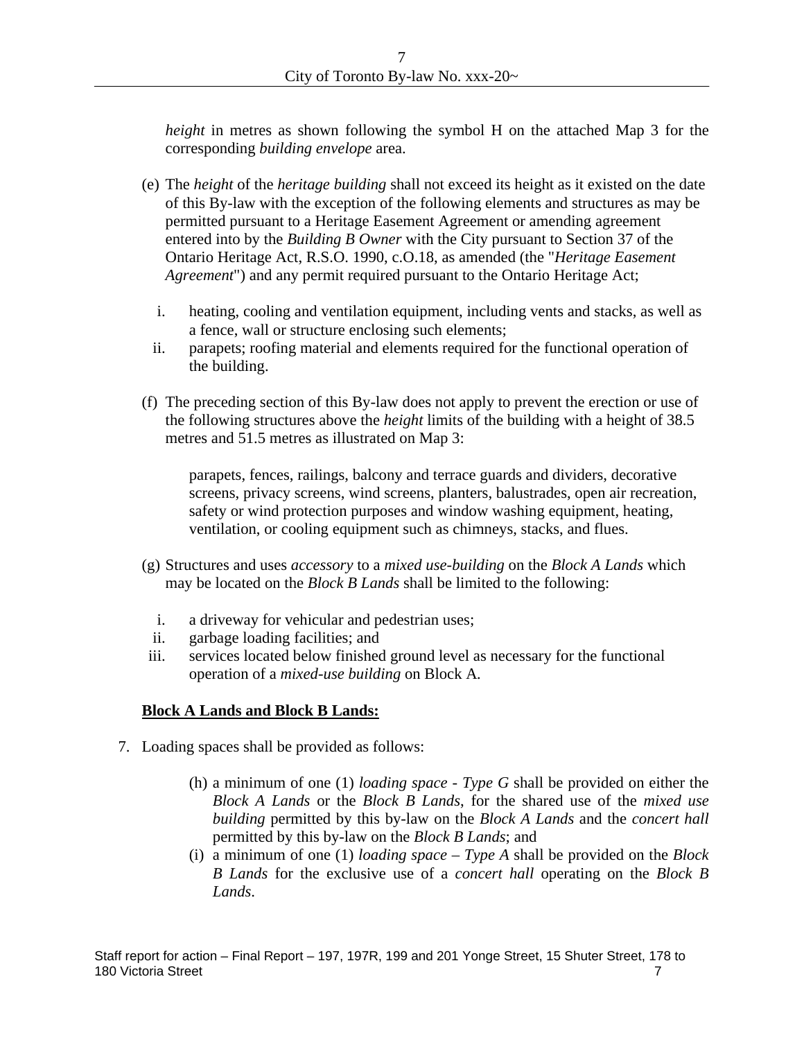*height* in metres as shown following the symbol H on the attached Map 3 for the corresponding *building envelope* area.

(e) The *height* of the *heritage building* shall not exceed its height as it existed on the date of this By-law with the exception of the following elements and structures as may be permitted pursuant to a Heritage Easement Agreement or amending agreement entered into by the *Building B Owner* with the City pursuant to Section 37 of the Ontario Heritage Act, R.S.O. 1990, c.O.18, as amended (the "*Heritage Easement Agreement*") and any permit required pursuant to the Ontario Heritage Act;

   i. heating, cooling and ventilation equipment, including vents and stacks, as well as a fence, wall or structure enclosing such elements;
   ii. parapets; roofing material and elements required for the functional operation of the building.

(f) The preceding section of this By-law does not apply to prevent the erection or use of the following structures above the *height* limits of the building with a height of 38.5 metres and 51.5 metres as illustrated on Map 3:

   parapets, fences, railings, balcony and terrace guards and dividers, decorative screens, privacy screens, wind screens, planters, balustrades, open air recreation, safety or wind protection purposes and window washing equipment, heating, ventilation, or cooling equipment such as chimneys, stacks, and flues.

(g) Structures and uses *accessory* to a *mixed use-building* on the *Block A Lands* which may be located on the *Block B Lands* shall be limited to the following:

   i. a driveway for vehicular and pedestrian uses;
   ii. garbage loading facilities; and
   iii. services located below finished ground level as necessary for the functional operation of a *mixed-use building* on Block A.

**<u>Block A Lands and Block B Lands:</u>**

7. Loading spaces shall be provided as follows:

   (h) a minimum of one (1) *loading space - Type G* shall be provided on either the *Block A Lands* or the *Block B Lands*, for the shared use of the *mixed use building* permitted by this by-law on the *Block A Lands* and the *concert hall* permitted by this by-law on the *Block B Lands*; and
   (i) a minimum of one (1) *loading space – Type A* shall be provided on the *Block B Lands* for the exclusive use of a *concert hall* operating on the *Block B Lands*.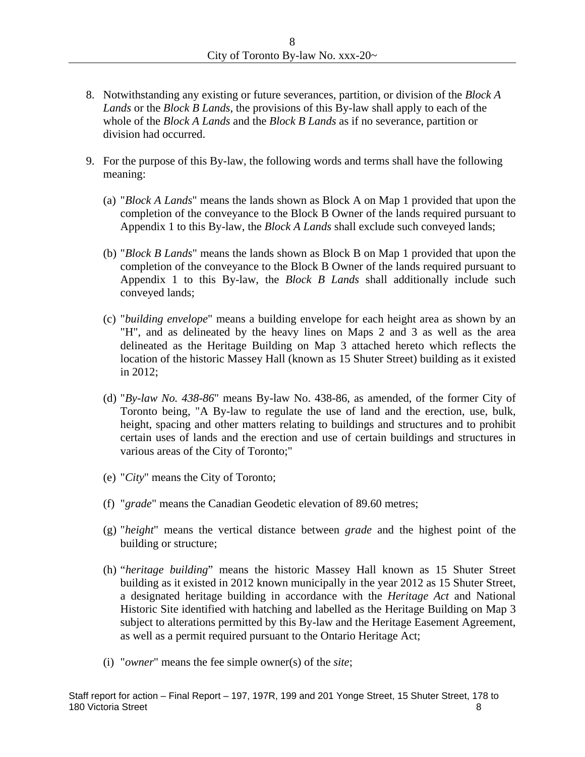8. Notwithstanding any existing or future severances, partition, or division of the *Block A Lands* or the *Block B Lands*, the provisions of this By-law shall apply to each of the whole of the *Block A Lands* and the *Block B Lands* as if no severance, partition or division had occurred.

9. For the purpose of this By-law, the following words and terms shall have the following meaning:

   (a) "*Block A Lands*" means the lands shown as Block A on Map 1 provided that upon the completion of the conveyance to the Block B Owner of the lands required pursuant to Appendix 1 to this By-law, the *Block A Lands* shall exclude such conveyed lands;

   (b) "*Block B Lands*" means the lands shown as Block B on Map 1 provided that upon the completion of the conveyance to the Block B Owner of the lands required pursuant to Appendix 1 to this By-law, the *Block B Lands* shall additionally include such conveyed lands;

   (c) "*building envelope*" means a building envelope for each height area as shown by an "H", and as delineated by the heavy lines on Maps 2 and 3 as well as the area delineated as the Heritage Building on Map 3 attached hereto which reflects the location of the historic Massey Hall (known as 15 Shuter Street) building as it existed in 2012;

   (d) "*By-law No. 438-86*" means By-law No. 438-86, as amended, of the former City of Toronto being, "A By-law to regulate the use of land and the erection, use, bulk, height, spacing and other matters relating to buildings and structures and to prohibit certain uses of lands and the erection and use of certain buildings and structures in various areas of the City of Toronto;"

   (e) "*City*" means the City of Toronto;

   (f) "*grade*" means the Canadian Geodetic elevation of 89.60 metres;

   (g) "*height*" means the vertical distance between *grade* and the highest point of the building or structure;

   (h) "*heritage building*" means the historic Massey Hall known as 15 Shuter Street building as it existed in 2012 known municipally in the year 2012 as 15 Shuter Street, a designated heritage building in accordance with the *Heritage Act* and National Historic Site identified with hatching and labelled as the Heritage Building on Map 3 subject to alterations permitted by this By-law and the Heritage Easement Agreement, as well as a permit required pursuant to the Ontario Heritage Act;

   (i) "*owner*" means the fee simple owner(s) of the *site*;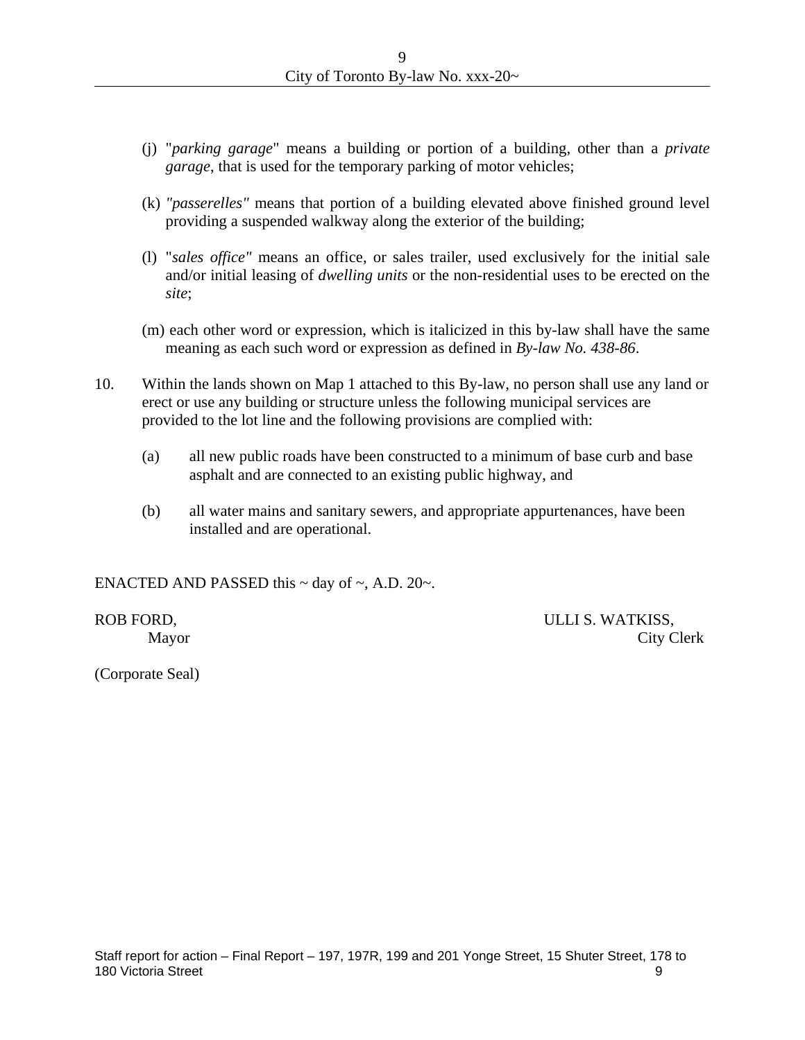(j) "*parking garage*" means a building or portion of a building, other than a *private garage*, that is used for the temporary parking of motor vehicles;

(k) *"passerelles"* means that portion of a building elevated above finished ground level providing a suspended walkway along the exterior of the building;

(l) "*sales office"* means an office, or sales trailer, used exclusively for the initial sale and/or initial leasing of *dwelling units* or the non-residential uses to be erected on the *site*;

(m) each other word or expression, which is italicized in this by-law shall have the same meaning as each such word or expression as defined in *By-law No. 438-86*.

10. Within the lands shown on Map 1 attached to this By-law, no person shall use any land or erect or use any building or structure unless the following municipal services are provided to the lot line and the following provisions are complied with:

   (a) all new public roads have been constructed to a minimum of base curb and base asphalt and are connected to an existing public highway, and

   (b) all water mains and sanitary sewers, and appropriate appurtenances, have been installed and are operational.

ENACTED AND PASSED this ~ day of ~, A.D. 20~.

ROB FORD,
Mayor

ULLI S. WATKISS,
City Clerk

(Corporate Seal)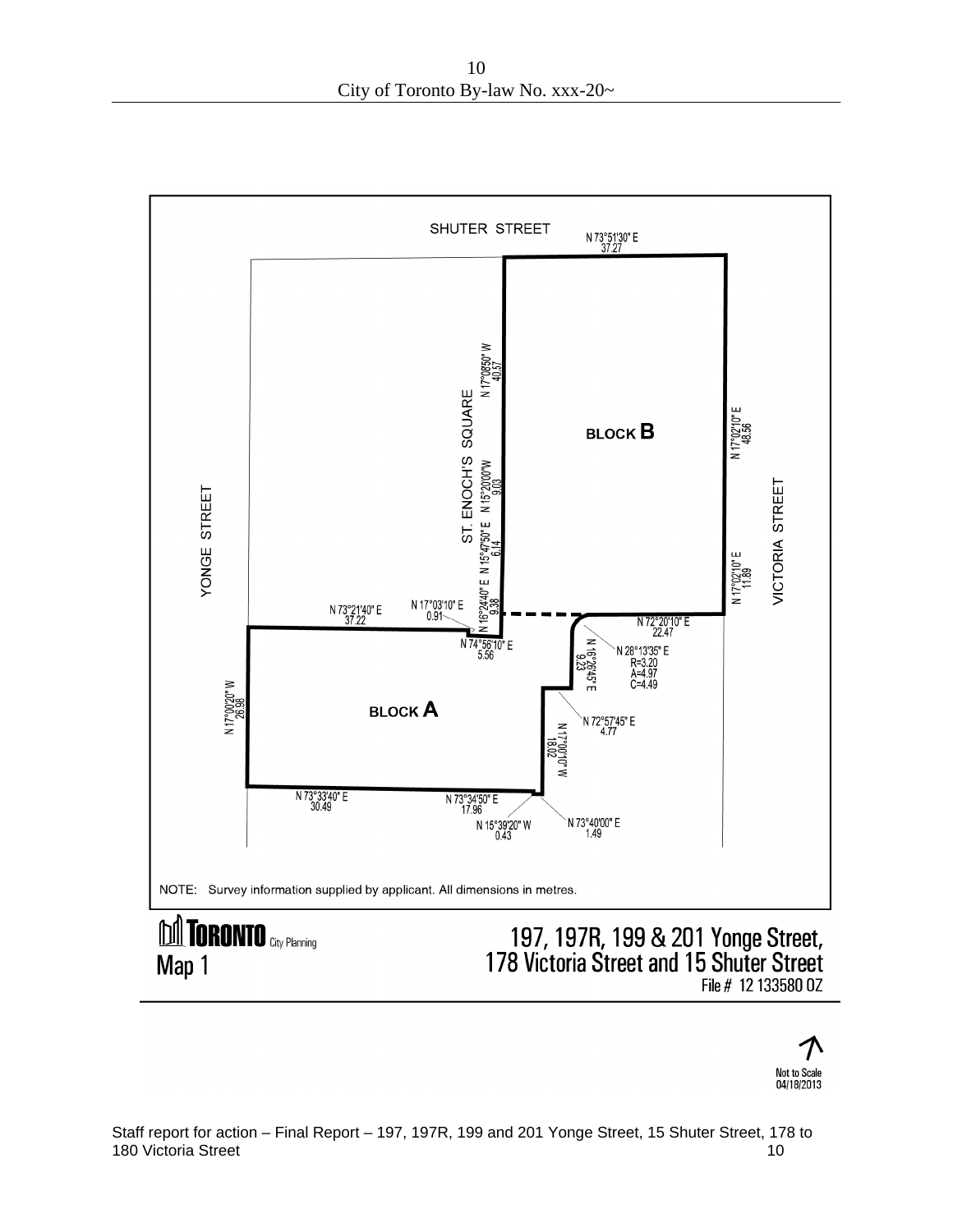SHUTER STREET

N 73°51'30" E
37.27

N 17°08'50" W
40.37

ST. ENOCH'S SQUARE

N 15°20'00"W
9.03

N 15°47'50" E
6.14

N 16°24'40" E
9.38

BLOCK **B**

N 17°02'10" E
48.56

N 17°02'10" E
11.89

VICTORIA STREET

YONGE STREET

N 73°21'40" E
37.22

N 17°03'10" E
0.91

N 74°56'10" E
5.56

N 72°20'10" E
22.47

N 16°26'45" E
9.23

N 28°13'35" E
R=3.20
A=4.97
C=4.49

N 17°00'20" W
26.98

BLOCK **A**

N 72°57'45" E
4.77

N 17°00'10" W
18.02

N 73°33'40" E
30.49

N 73°34'50" E
17.96

N 15°39'20" W
0.43

N 73°40'00" E
1.49

NOTE: Survey information supplied by applicant. All dimensions in metres.

**TORONTO** City Planning

Map 1

197, 197R, 199 & 201 Yonge Street,
178 Victoria Street and 15 Shuter Street

File # 12 133580 OZ

Not to Scale
04/18/2013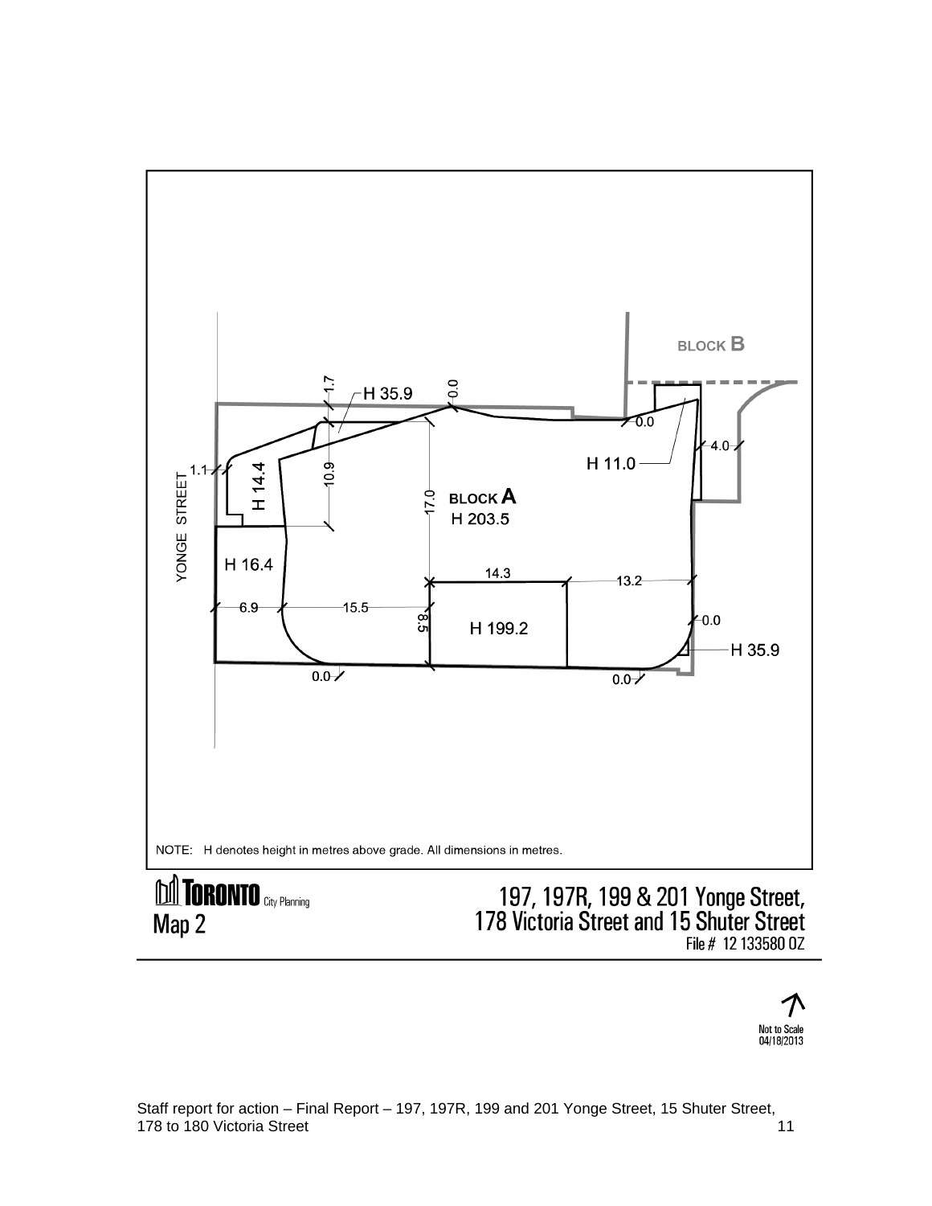BLOCK B

H 35.9

1.7

0.0

0.0

4.0

H 11.0

1.1

YONGE STREET

H 14.4

10.9

17.0

BLOCK A

H 203.5

H 16.4

14.3

13.2

6.9

15.5

8.5

H 199.2

0.0

H 35.9

0.0

0.0

NOTE: H denotes height in metres above grade. All dimensions in metres.

TORONTO City Planning

Map 2

197, 197R, 199 & 201 Yonge Street, 178 Victoria Street and 15 Shuter Street

File # 12 133580 OZ

Not to Scale
04/18/2013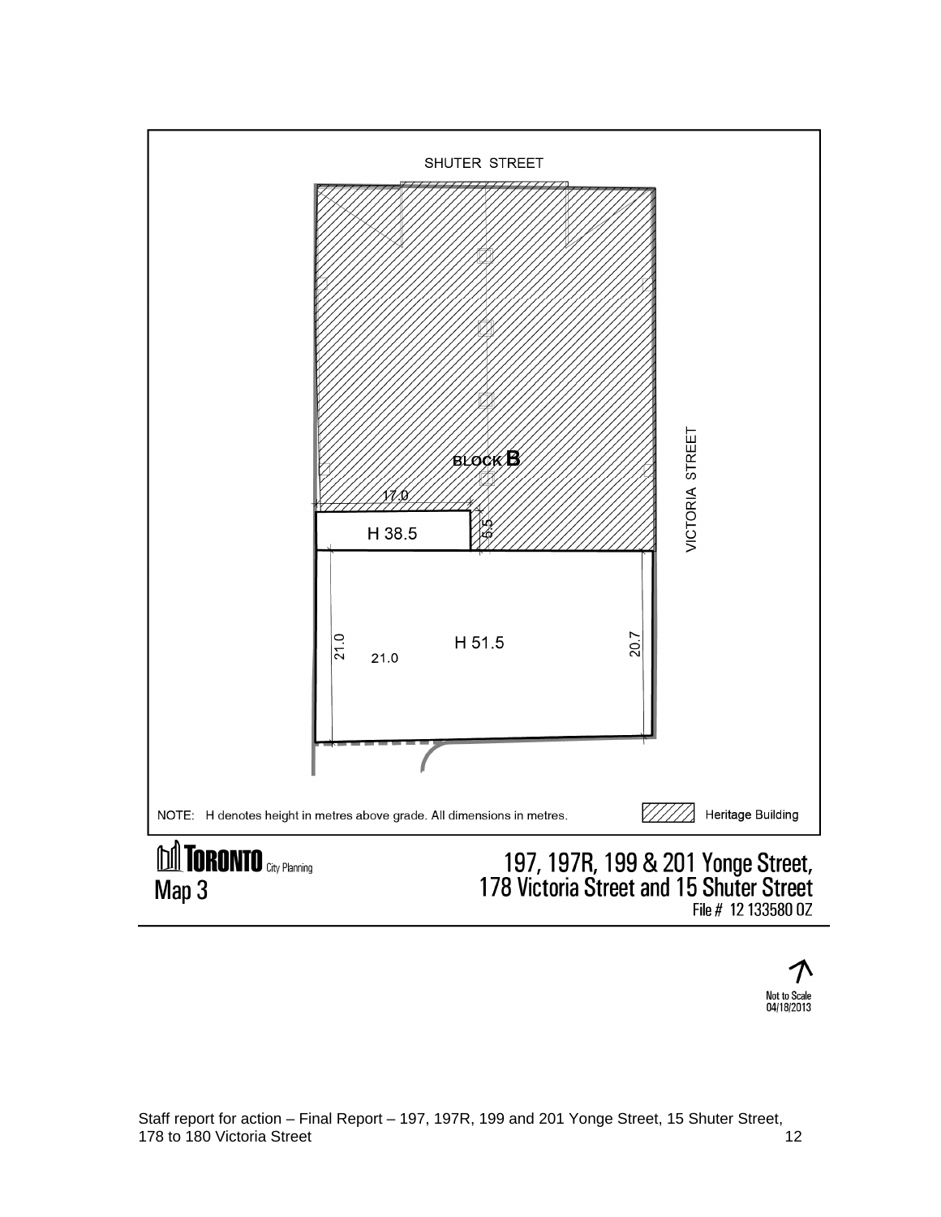SHUTER STREET

VICTORIA STREET

BLOCK B

17.0

6.5

H 38.5

21.0

21.0

H 51.5

20.7

NOTE: H denotes height in metres above grade. All dimensions in metres.

Heritage Building

TORONTO City Planning

Map 3

197, 197R, 199 & 201 Yonge Street, 178 Victoria Street and 15 Shuter Street

File # 12 133580 OZ

Not to Scale
04/18/2013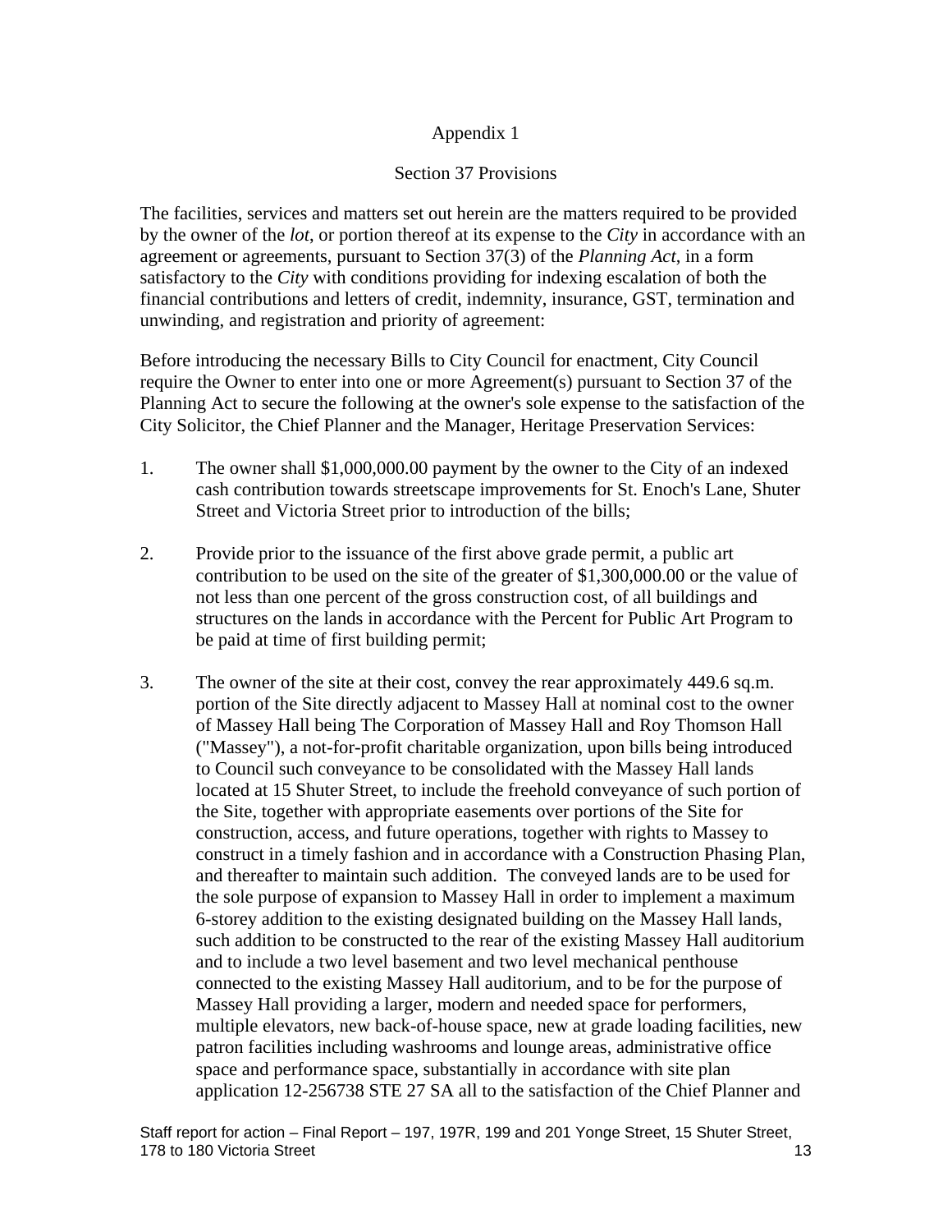Appendix 1

Section 37 Provisions

The facilities, services and matters set out herein are the matters required to be provided by the owner of the *lot*, or portion thereof at its expense to the *City* in accordance with an agreement or agreements, pursuant to Section 37(3) of the *Planning Act*, in a form satisfactory to the *City* with conditions providing for indexing escalation of both the financial contributions and letters of credit, indemnity, insurance, GST, termination and unwinding, and registration and priority of agreement:

Before introducing the necessary Bills to City Council for enactment, City Council require the Owner to enter into one or more Agreement(s) pursuant to Section 37 of the Planning Act to secure the following at the owner's sole expense to the satisfaction of the City Solicitor, the Chief Planner and the Manager, Heritage Preservation Services:

1. The owner shall $1,000,000.00 payment by the owner to the City of an indexed cash contribution towards streetscape improvements for St. Enoch's Lane, Shuter Street and Victoria Street prior to introduction of the bills;

2. Provide prior to the issuance of the first above grade permit, a public art contribution to be used on the site of the greater of $1,300,000.00 or the value of not less than one percent of the gross construction cost, of all buildings and structures on the lands in accordance with the Percent for Public Art Program to be paid at time of first building permit;

3. The owner of the site at their cost, convey the rear approximately 449.6 sq.m. portion of the Site directly adjacent to Massey Hall at nominal cost to the owner of Massey Hall being The Corporation of Massey Hall and Roy Thomson Hall ("Massey"), a not-for-profit charitable organization, upon bills being introduced to Council such conveyance to be consolidated with the Massey Hall lands located at 15 Shuter Street, to include the freehold conveyance of such portion of the Site, together with appropriate easements over portions of the Site for construction, access, and future operations, together with rights to Massey to construct in a timely fashion and in accordance with a Construction Phasing Plan, and thereafter to maintain such addition. The conveyed lands are to be used for the sole purpose of expansion to Massey Hall in order to implement a maximum 6-storey addition to the existing designated building on the Massey Hall lands, such addition to be constructed to the rear of the existing Massey Hall auditorium and to include a two level basement and two level mechanical penthouse connected to the existing Massey Hall auditorium, and to be for the purpose of Massey Hall providing a larger, modern and needed space for performers, multiple elevators, new back-of-house space, new at grade loading facilities, new patron facilities including washrooms and lounge areas, administrative office space and performance space, substantially in accordance with site plan application 12-256738 STE 27 SA all to the satisfaction of the Chief Planner and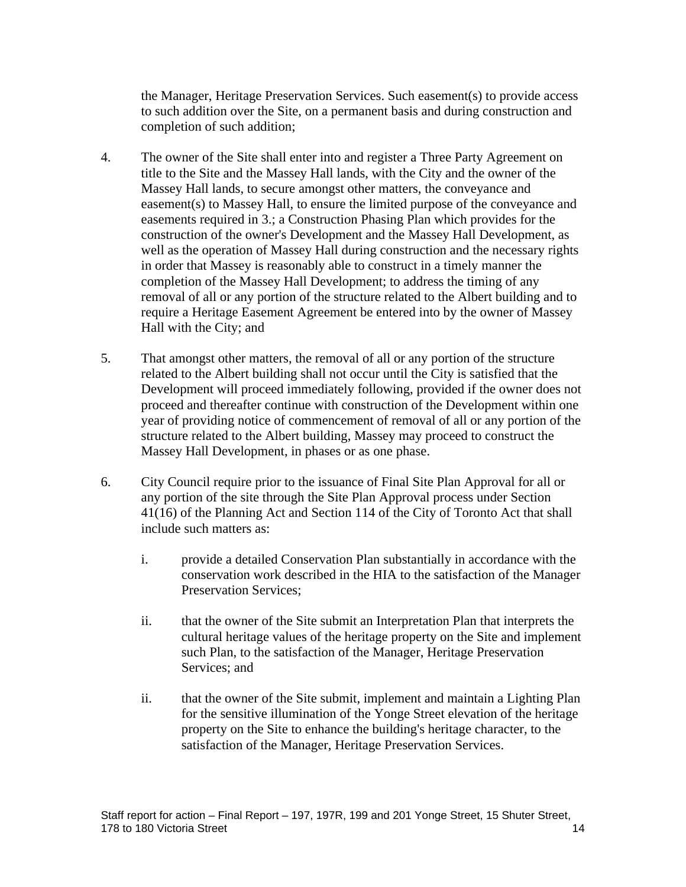the Manager, Heritage Preservation Services. Such easement(s) to provide access to such addition over the Site, on a permanent basis and during construction and completion of such addition;

4. The owner of the Site shall enter into and register a Three Party Agreement on title to the Site and the Massey Hall lands, with the City and the owner of the Massey Hall lands, to secure amongst other matters, the conveyance and easement(s) to Massey Hall, to ensure the limited purpose of the conveyance and easements required in 3.; a Construction Phasing Plan which provides for the construction of the owner's Development and the Massey Hall Development, as well as the operation of Massey Hall during construction and the necessary rights in order that Massey is reasonably able to construct in a timely manner the completion of the Massey Hall Development; to address the timing of any removal of all or any portion of the structure related to the Albert building and to require a Heritage Easement Agreement be entered into by the owner of Massey Hall with the City; and

5. That amongst other matters, the removal of all or any portion of the structure related to the Albert building shall not occur until the City is satisfied that the Development will proceed immediately following, provided if the owner does not proceed and thereafter continue with construction of the Development within one year of providing notice of commencement of removal of all or any portion of the structure related to the Albert building, Massey may proceed to construct the Massey Hall Development, in phases or as one phase.

6. City Council require prior to the issuance of Final Site Plan Approval for all or any portion of the site through the Site Plan Approval process under Section 41(16) of the Planning Act and Section 114 of the City of Toronto Act that shall include such matters as:

    i. provide a detailed Conservation Plan substantially in accordance with the conservation work described in the HIA to the satisfaction of the Manager Preservation Services;

    ii. that the owner of the Site submit an Interpretation Plan that interprets the cultural heritage values of the heritage property on the Site and implement such Plan, to the satisfaction of the Manager, Heritage Preservation Services; and

    ii. that the owner of the Site submit, implement and maintain a Lighting Plan for the sensitive illumination of the Yonge Street elevation of the heritage property on the Site to enhance the building's heritage character, to the satisfaction of the Manager, Heritage Preservation Services.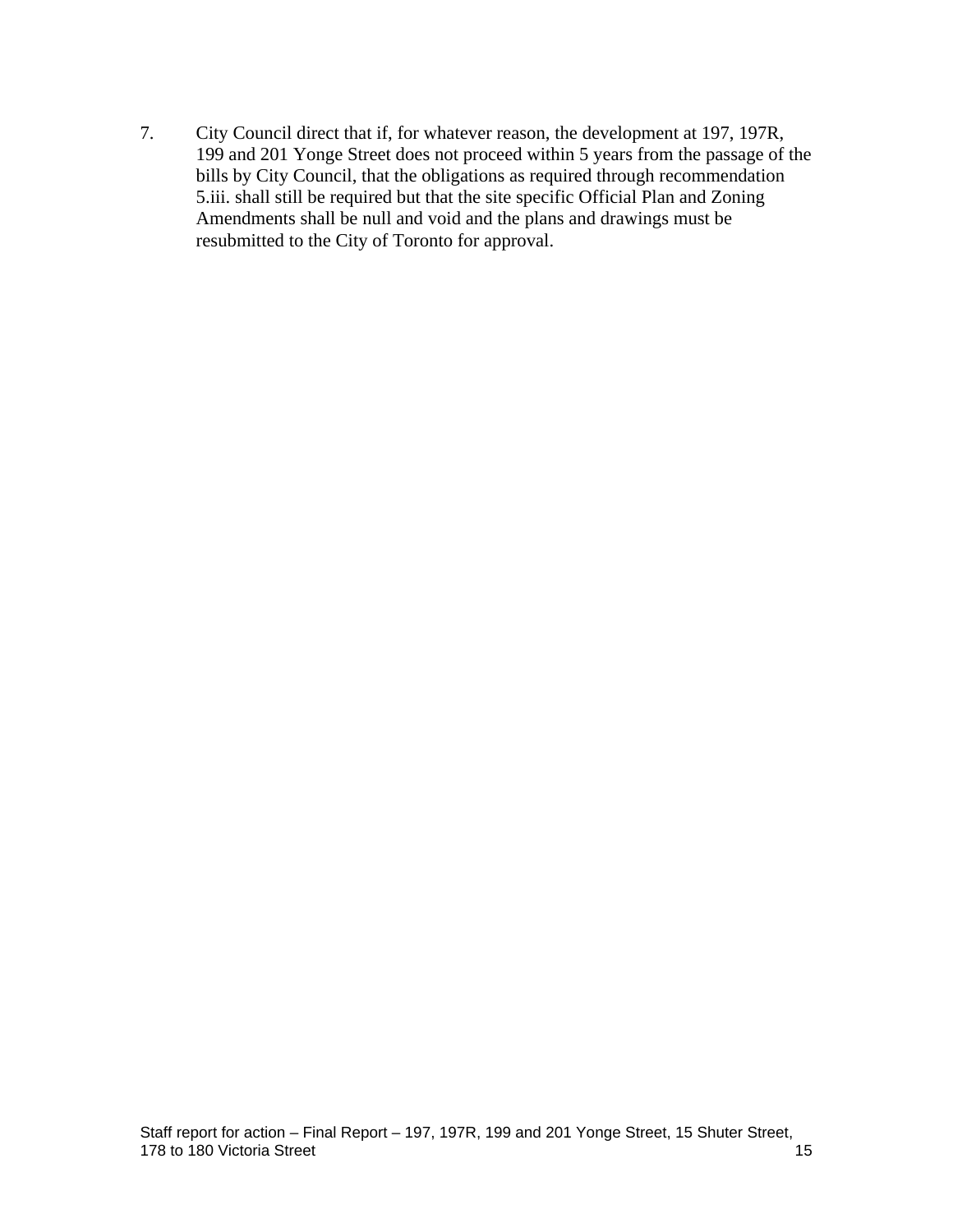7. City Council direct that if, for whatever reason, the development at 197, 197R, 199 and 201 Yonge Street does not proceed within 5 years from the passage of the bills by City Council, that the obligations as required through recommendation 5.iii. shall still be required but that the site specific Official Plan and Zoning Amendments shall be null and void and the plans and drawings must be resubmitted to the City of Toronto for approval.